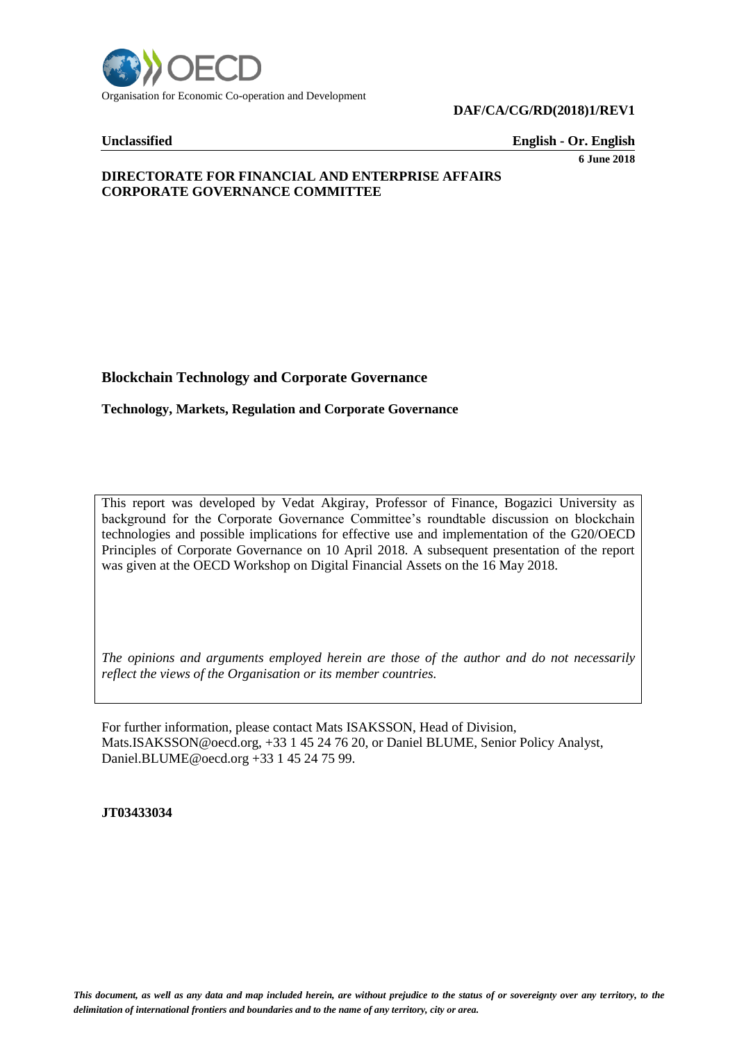Organisation for Economic Co-operation and Development

**DAF/CA/CG/RD(2018)1/REV1**

**Unclassified** **English - Or. English**

**6 June 2018**

**DIRECTORATE FOR FINANCIAL AND ENTERPRISE AFFAIRS**
**CORPORATE GOVERNANCE COMMITTEE**

# Blockchain Technology and Corporate Governance

## Technology, Markets, Regulation and Corporate Governance

This report was developed by Vedat Akgiray, Professor of Finance, Bogazici University as background for the Corporate Governance Committee's roundtable discussion on blockchain technologies and possible implications for effective use and implementation of the G20/OECD Principles of Corporate Governance on 10 April 2018. A subsequent presentation of the report was given at the OECD Workshop on Digital Financial Assets on the 16 May 2018.

*The opinions and arguments employed herein are those of the author and do not necessarily reflect the views of the Organisation or its member countries.*

For further information, please contact Mats ISAKSSON, Head of Division, Mats.ISAKSSON@oecd.org, +33 1 45 24 76 20, or Daniel BLUME, Senior Policy Analyst, Daniel.BLUME@oecd.org +33 1 45 24 75 99.

**JT03433034**

*This document, as well as any data and map included herein, are without prejudice to the status of or sovereignty over any territory, to the delimitation of international frontiers and boundaries and to the name of any territory, city or area.*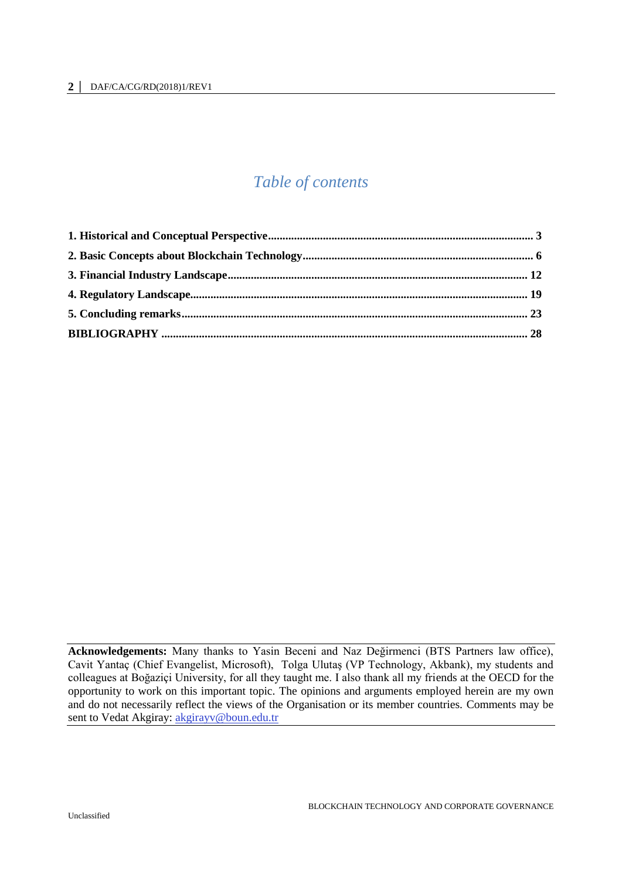# *Table of contents*

**1. Historical and Conceptual Perspective........................................................................................... 3**

**2. Basic Concepts about Blockchain Technology............................................................................... 6**

**3. Financial Industry Landscape....................................................................................................... 12**

**4. Regulatory Landscape.................................................................................................................... 19**

**5. Concluding remarks...................................................................................................................... 23**

**BIBLIOGRAPHY ............................................................................................................................. 28**

**Acknowledgements:** Many thanks to Yasin Beceni and Naz Değirmenci (BTS Partners law office), Cavit Yantaç (Chief Evangelist, Microsoft), Tolga Ulutaş (VP Technology, Akbank), my students and colleagues at Boğaziçi University, for all they taught me. I also thank all my friends at the OECD for the opportunity to work on this important topic. The opinions and arguments employed herein are my own and do not necessarily reflect the views of the Organisation or its member countries. Comments may be sent to Vedat Akgiray: akgirayv@boun.edu.tr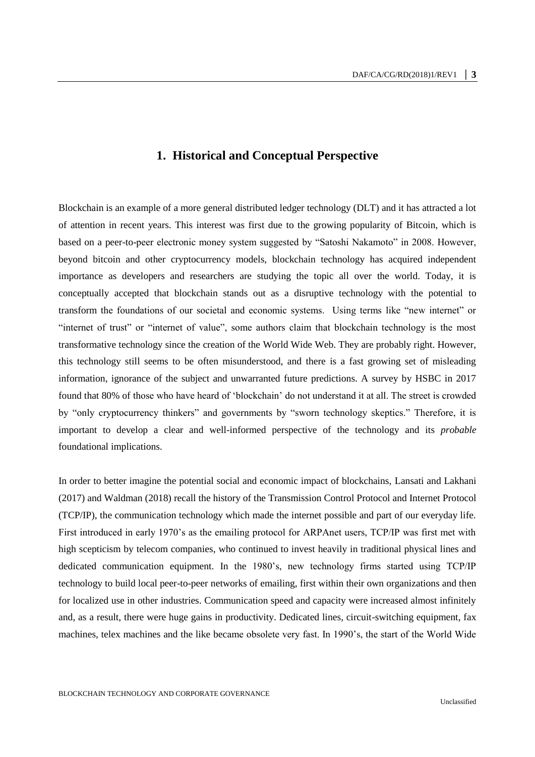# 1. Historical and Conceptual Perspective

Blockchain is an example of a more general distributed ledger technology (DLT) and it has attracted a lot of attention in recent years. This interest was first due to the growing popularity of Bitcoin, which is based on a peer-to-peer electronic money system suggested by "Satoshi Nakamoto" in 2008. However, beyond bitcoin and other cryptocurrency models, blockchain technology has acquired independent importance as developers and researchers are studying the topic all over the world. Today, it is conceptually accepted that blockchain stands out as a disruptive technology with the potential to transform the foundations of our societal and economic systems. Using terms like "new internet" or "internet of trust" or "internet of value", some authors claim that blockchain technology is the most transformative technology since the creation of the World Wide Web. They are probably right. However, this technology still seems to be often misunderstood, and there is a fast growing set of misleading information, ignorance of the subject and unwarranted future predictions. A survey by HSBC in 2017 found that 80% of those who have heard of 'blockchain' do not understand it at all. The street is crowded by "only cryptocurrency thinkers" and governments by "sworn technology skeptics." Therefore, it is important to develop a clear and well-informed perspective of the technology and its *probable* foundational implications.

In order to better imagine the potential social and economic impact of blockchains, Lansati and Lakhani (2017) and Waldman (2018) recall the history of the Transmission Control Protocol and Internet Protocol (TCP/IP), the communication technology which made the internet possible and part of our everyday life. First introduced in early 1970's as the emailing protocol for ARPAnet users, TCP/IP was first met with high scepticism by telecom companies, who continued to invest heavily in traditional physical lines and dedicated communication equipment. In the 1980's, new technology firms started using TCP/IP technology to build local peer-to-peer networks of emailing, first within their own organizations and then for localized use in other industries. Communication speed and capacity were increased almost infinitely and, as a result, there were huge gains in productivity. Dedicated lines, circuit-switching equipment, fax machines, telex machines and the like became obsolete very fast. In 1990's, the start of the World Wide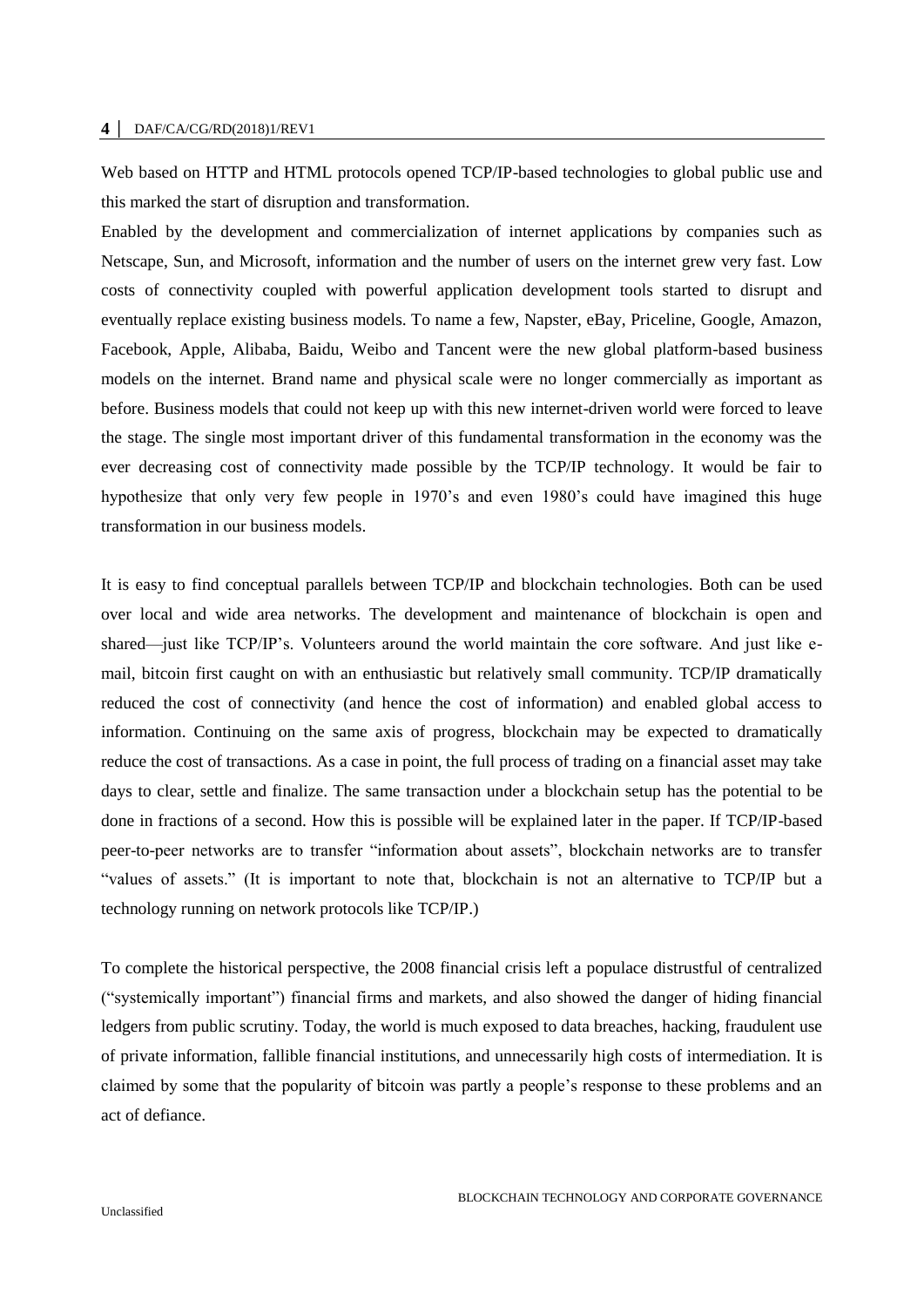Web based on HTTP and HTML protocols opened TCP/IP-based technologies to global public use and this marked the start of disruption and transformation.

Enabled by the development and commercialization of internet applications by companies such as Netscape, Sun, and Microsoft, information and the number of users on the internet grew very fast. Low costs of connectivity coupled with powerful application development tools started to disrupt and eventually replace existing business models. To name a few, Napster, eBay, Priceline, Google, Amazon, Facebook, Apple, Alibaba, Baidu, Weibo and Tancent were the new global platform-based business models on the internet. Brand name and physical scale were no longer commercially as important as before. Business models that could not keep up with this new internet-driven world were forced to leave the stage. The single most important driver of this fundamental transformation in the economy was the ever decreasing cost of connectivity made possible by the TCP/IP technology. It would be fair to hypothesize that only very few people in 1970's and even 1980's could have imagined this huge transformation in our business models.

It is easy to find conceptual parallels between TCP/IP and blockchain technologies. Both can be used over local and wide area networks. The development and maintenance of blockchain is open and shared—just like TCP/IP's. Volunteers around the world maintain the core software. And just like e-mail, bitcoin first caught on with an enthusiastic but relatively small community. TCP/IP dramatically reduced the cost of connectivity (and hence the cost of information) and enabled global access to information. Continuing on the same axis of progress, blockchain may be expected to dramatically reduce the cost of transactions. As a case in point, the full process of trading on a financial asset may take days to clear, settle and finalize. The same transaction under a blockchain setup has the potential to be done in fractions of a second. How this is possible will be explained later in the paper. If TCP/IP-based peer-to-peer networks are to transfer "information about assets", blockchain networks are to transfer "values of assets." (It is important to note that, blockchain is not an alternative to TCP/IP but a technology running on network protocols like TCP/IP.)

To complete the historical perspective, the 2008 financial crisis left a populace distrustful of centralized ("systemically important") financial firms and markets, and also showed the danger of hiding financial ledgers from public scrutiny. Today, the world is much exposed to data breaches, hacking, fraudulent use of private information, fallible financial institutions, and unnecessarily high costs of intermediation. It is claimed by some that the popularity of bitcoin was partly a people's response to these problems and an act of defiance.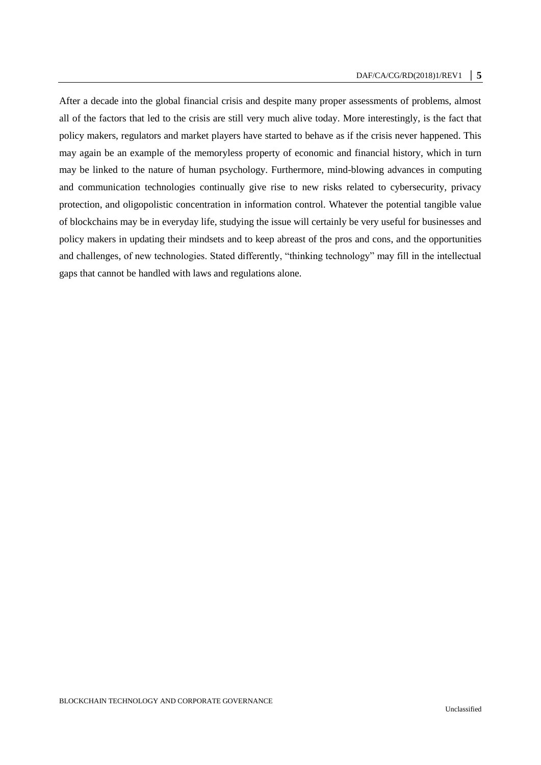After a decade into the global financial crisis and despite many proper assessments of problems, almost all of the factors that led to the crisis are still very much alive today. More interestingly, is the fact that policy makers, regulators and market players have started to behave as if the crisis never happened. This may again be an example of the memoryless property of economic and financial history, which in turn may be linked to the nature of human psychology. Furthermore, mind-blowing advances in computing and communication technologies continually give rise to new risks related to cybersecurity, privacy protection, and oligopolistic concentration in information control. Whatever the potential tangible value of blockchains may be in everyday life, studying the issue will certainly be very useful for businesses and policy makers in updating their mindsets and to keep abreast of the pros and cons, and the opportunities and challenges, of new technologies. Stated differently, "thinking technology" may fill in the intellectual gaps that cannot be handled with laws and regulations alone.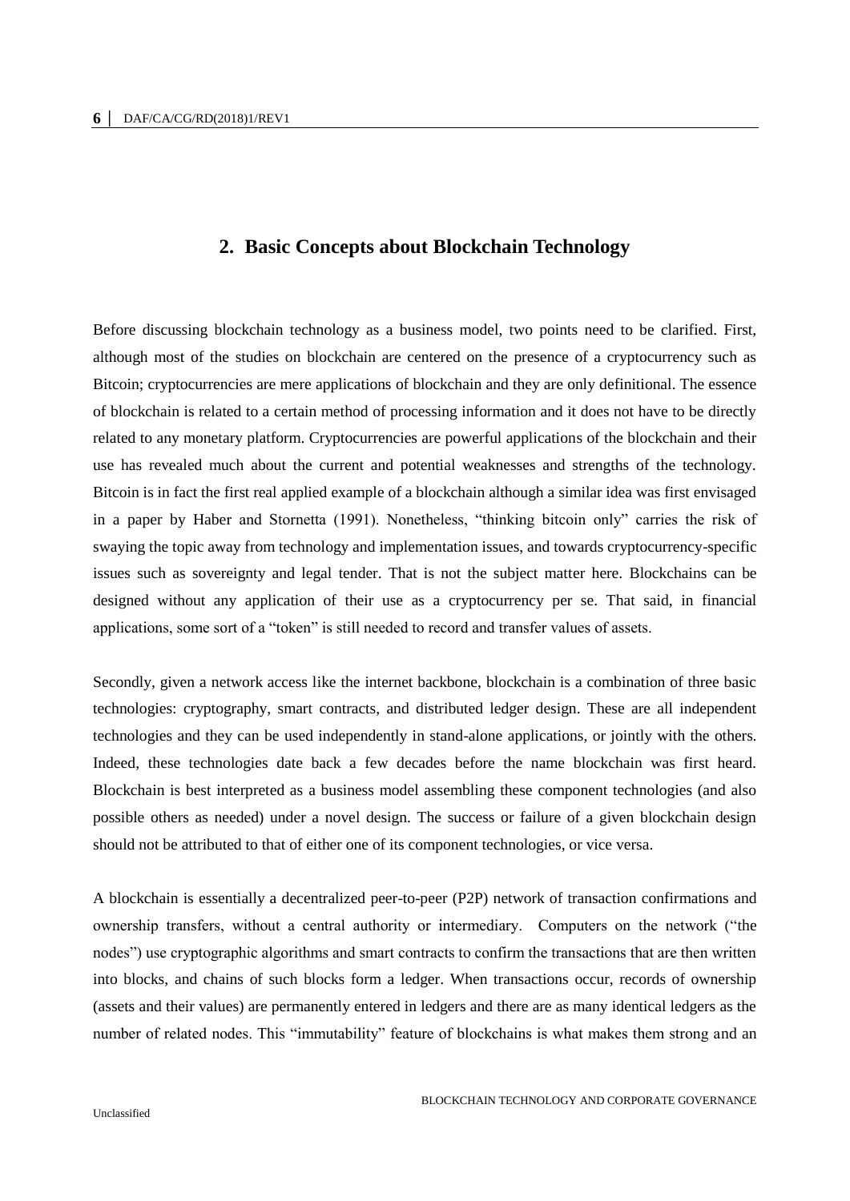## 2. Basic Concepts about Blockchain Technology

Before discussing blockchain technology as a business model, two points need to be clarified. First, although most of the studies on blockchain are centered on the presence of a cryptocurrency such as Bitcoin; cryptocurrencies are mere applications of blockchain and they are only definitional. The essence of blockchain is related to a certain method of processing information and it does not have to be directly related to any monetary platform. Cryptocurrencies are powerful applications of the blockchain and their use has revealed much about the current and potential weaknesses and strengths of the technology. Bitcoin is in fact the first real applied example of a blockchain although a similar idea was first envisaged in a paper by Haber and Stornetta (1991). Nonetheless, "thinking bitcoin only" carries the risk of swaying the topic away from technology and implementation issues, and towards cryptocurrency-specific issues such as sovereignty and legal tender. That is not the subject matter here. Blockchains can be designed without any application of their use as a cryptocurrency per se. That said, in financial applications, some sort of a "token" is still needed to record and transfer values of assets.

Secondly, given a network access like the internet backbone, blockchain is a combination of three basic technologies: cryptography, smart contracts, and distributed ledger design. These are all independent technologies and they can be used independently in stand-alone applications, or jointly with the others. Indeed, these technologies date back a few decades before the name blockchain was first heard. Blockchain is best interpreted as a business model assembling these component technologies (and also possible others as needed) under a novel design. The success or failure of a given blockchain design should not be attributed to that of either one of its component technologies, or vice versa.

A blockchain is essentially a decentralized peer-to-peer (P2P) network of transaction confirmations and ownership transfers, without a central authority or intermediary. Computers on the network ("the nodes") use cryptographic algorithms and smart contracts to confirm the transactions that are then written into blocks, and chains of such blocks form a ledger. When transactions occur, records of ownership (assets and their values) are permanently entered in ledgers and there are as many identical ledgers as the number of related nodes. This "immutability" feature of blockchains is what makes them strong and an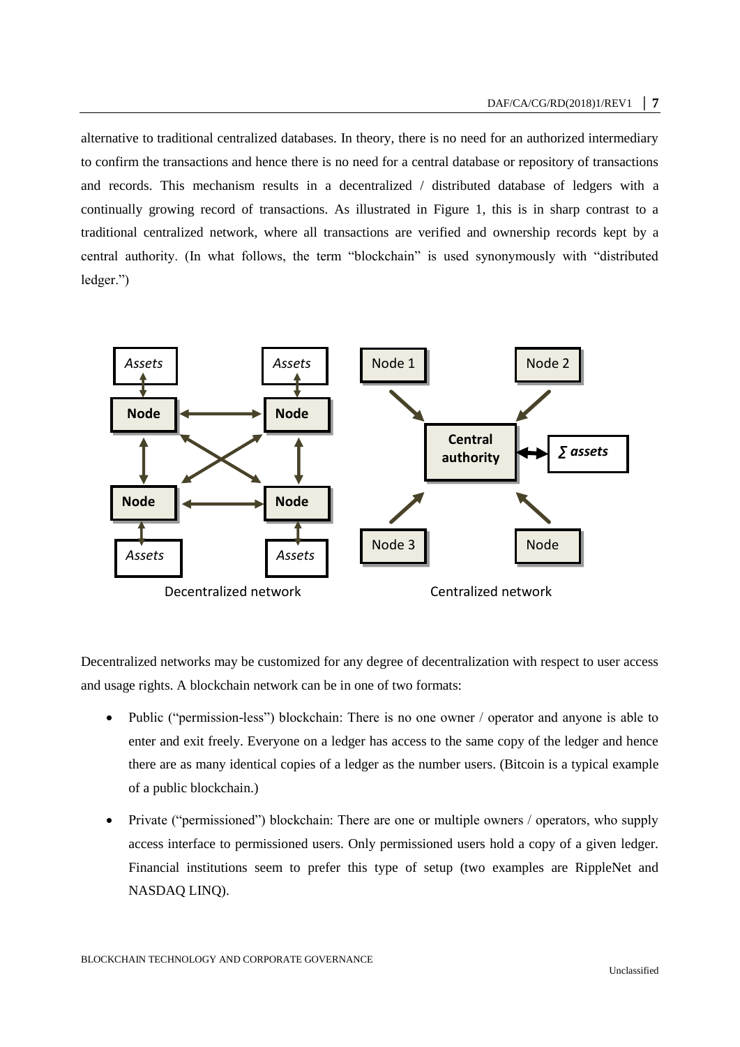alternative to traditional centralized databases. In theory, there is no need for an authorized intermediary to confirm the transactions and hence there is no need for a central database or repository of transactions and records. This mechanism results in a decentralized / distributed database of ledgers with a continually growing record of transactions. As illustrated in Figure 1, this is in sharp contrast to a traditional centralized network, where all transactions are verified and ownership records kept by a central authority. (In what follows, the term "blockchain" is used synonymously with "distributed ledger.")

Assets

Assets

Node

Node

Node

Node

Assets

Assets

Decentralized network

Node 1

Node 2

Central authority

∑ assets

Node 3

Node

Centralized network

Decentralized networks may be customized for any degree of decentralization with respect to user access and usage rights. A blockchain network can be in one of two formats:

- Public ("permission-less") blockchain: There is no one owner / operator and anyone is able to enter and exit freely. Everyone on a ledger has access to the same copy of the ledger and hence there are as many identical copies of a ledger as the number users. (Bitcoin is a typical example of a public blockchain.)
- Private ("permissioned") blockchain: There are one or multiple owners / operators, who supply access interface to permissioned users. Only permissioned users hold a copy of a given ledger. Financial institutions seem to prefer this type of setup (two examples are RippleNet and NASDAQ LINQ).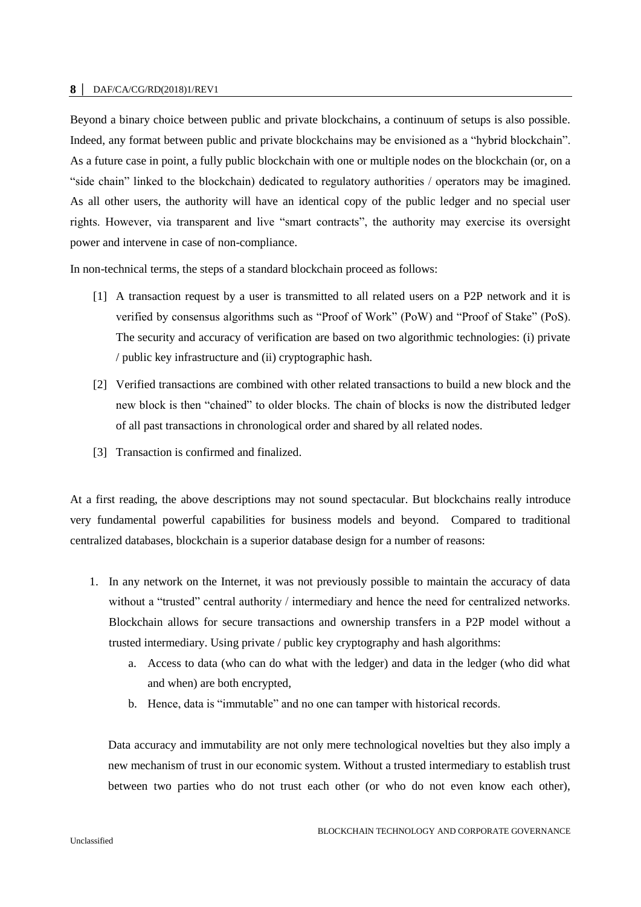Beyond a binary choice between public and private blockchains, a continuum of setups is also possible. Indeed, any format between public and private blockchains may be envisioned as a "hybrid blockchain". As a future case in point, a fully public blockchain with one or multiple nodes on the blockchain (or, on a "side chain" linked to the blockchain) dedicated to regulatory authorities / operators may be imagined. As all other users, the authority will have an identical copy of the public ledger and no special user rights. However, via transparent and live "smart contracts", the authority may exercise its oversight power and intervene in case of non-compliance.

In non-technical terms, the steps of a standard blockchain proceed as follows:

[1] A transaction request by a user is transmitted to all related users on a P2P network and it is verified by consensus algorithms such as "Proof of Work" (PoW) and "Proof of Stake" (PoS). The security and accuracy of verification are based on two algorithmic technologies: (i) private / public key infrastructure and (ii) cryptographic hash.

[2] Verified transactions are combined with other related transactions to build a new block and the new block is then "chained" to older blocks. The chain of blocks is now the distributed ledger of all past transactions in chronological order and shared by all related nodes.

[3] Transaction is confirmed and finalized.

At a first reading, the above descriptions may not sound spectacular. But blockchains really introduce very fundamental powerful capabilities for business models and beyond. Compared to traditional centralized databases, blockchain is a superior database design for a number of reasons:

1. In any network on the Internet, it was not previously possible to maintain the accuracy of data without a "trusted" central authority / intermediary and hence the need for centralized networks. Blockchain allows for secure transactions and ownership transfers in a P2P model without a trusted intermediary. Using private / public key cryptography and hash algorithms:
    a. Access to data (who can do what with the ledger) and data in the ledger (who did what and when) are both encrypted,
    b. Hence, data is "immutable" and no one can tamper with historical records.

    Data accuracy and immutability are not only mere technological novelties but they also imply a new mechanism of trust in our economic system. Without a trusted intermediary to establish trust between two parties who do not trust each other (or who do not even know each other),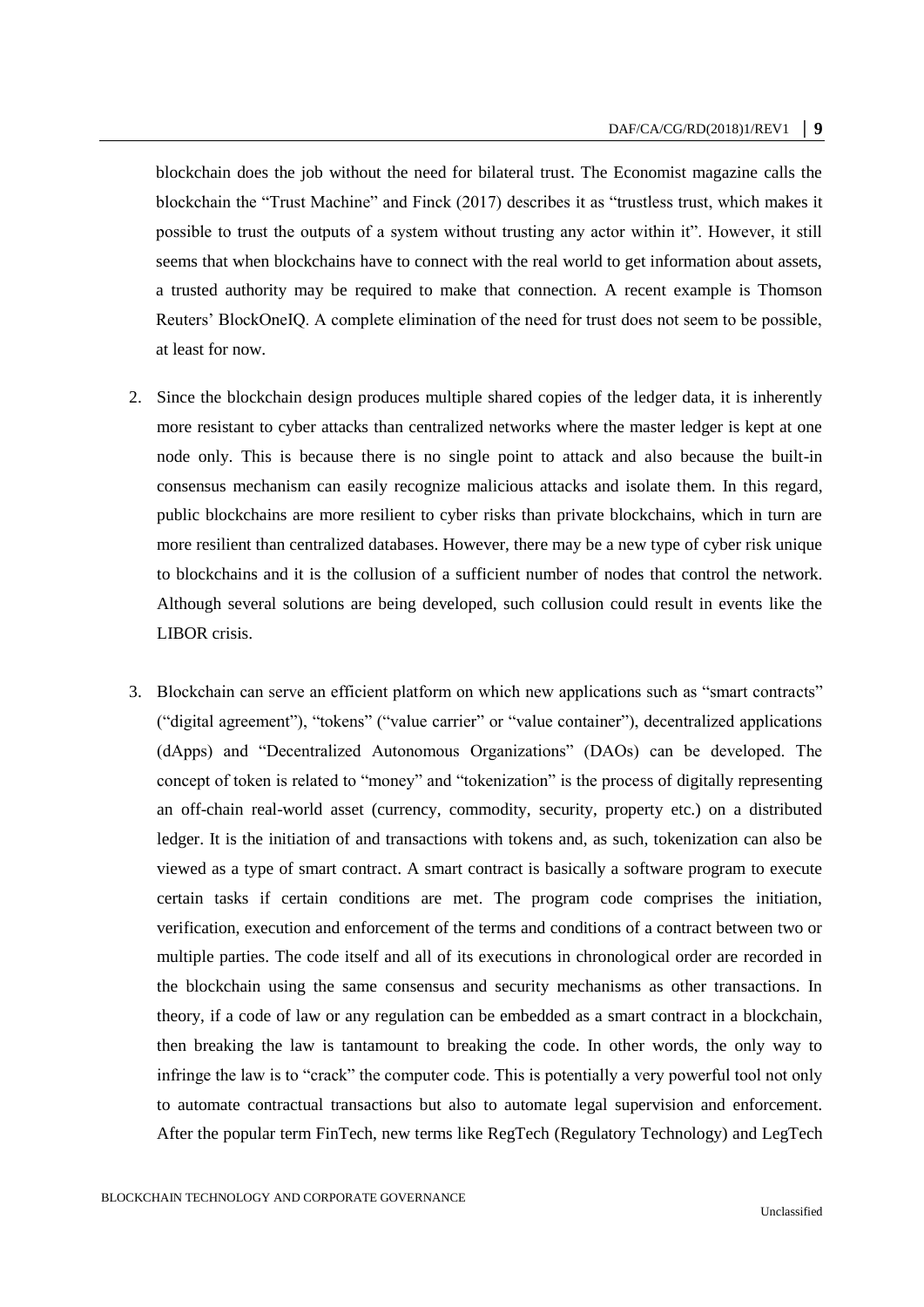blockchain does the job without the need for bilateral trust. The Economist magazine calls the blockchain the "Trust Machine" and Finck (2017) describes it as "trustless trust, which makes it possible to trust the outputs of a system without trusting any actor within it". However, it still seems that when blockchains have to connect with the real world to get information about assets, a trusted authority may be required to make that connection. A recent example is Thomson Reuters' BlockOneIQ. A complete elimination of the need for trust does not seem to be possible, at least for now.

2. Since the blockchain design produces multiple shared copies of the ledger data, it is inherently more resistant to cyber attacks than centralized networks where the master ledger is kept at one node only. This is because there is no single point to attack and also because the built-in consensus mechanism can easily recognize malicious attacks and isolate them. In this regard, public blockchains are more resilient to cyber risks than private blockchains, which in turn are more resilient than centralized databases. However, there may be a new type of cyber risk unique to blockchains and it is the collusion of a sufficient number of nodes that control the network. Although several solutions are being developed, such collusion could result in events like the LIBOR crisis.

3. Blockchain can serve an efficient platform on which new applications such as "smart contracts" ("digital agreement"), "tokens" ("value carrier" or "value container"), decentralized applications (dApps) and "Decentralized Autonomous Organizations" (DAOs) can be developed. The concept of token is related to "money" and "tokenization" is the process of digitally representing an off-chain real-world asset (currency, commodity, security, property etc.) on a distributed ledger. It is the initiation of and transactions with tokens and, as such, tokenization can also be viewed as a type of smart contract. A smart contract is basically a software program to execute certain tasks if certain conditions are met. The program code comprises the initiation, verification, execution and enforcement of the terms and conditions of a contract between two or multiple parties. The code itself and all of its executions in chronological order are recorded in the blockchain using the same consensus and security mechanisms as other transactions. In theory, if a code of law or any regulation can be embedded as a smart contract in a blockchain, then breaking the law is tantamount to breaking the code. In other words, the only way to infringe the law is to "crack" the computer code. This is potentially a very powerful tool not only to automate contractual transactions but also to automate legal supervision and enforcement. After the popular term FinTech, new terms like RegTech (Regulatory Technology) and LegTech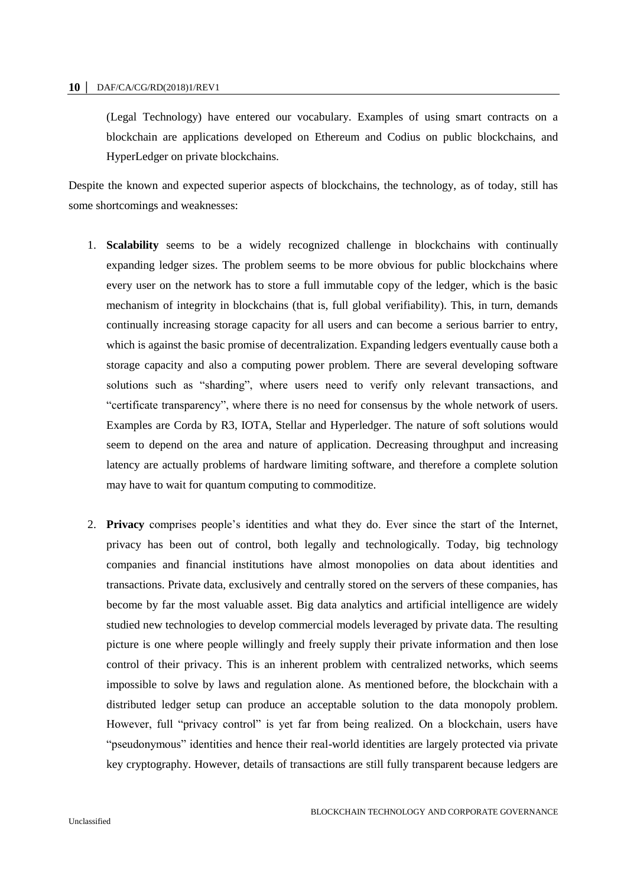(Legal Technology) have entered our vocabulary. Examples of using smart contracts on a blockchain are applications developed on Ethereum and Codius on public blockchains, and HyperLedger on private blockchains.

Despite the known and expected superior aspects of blockchains, the technology, as of today, still has some shortcomings and weaknesses:

1. **Scalability** seems to be a widely recognized challenge in blockchains with continually expanding ledger sizes. The problem seems to be more obvious for public blockchains where every user on the network has to store a full immutable copy of the ledger, which is the basic mechanism of integrity in blockchains (that is, full global verifiability). This, in turn, demands continually increasing storage capacity for all users and can become a serious barrier to entry, which is against the basic promise of decentralization. Expanding ledgers eventually cause both a storage capacity and also a computing power problem. There are several developing software solutions such as "sharding", where users need to verify only relevant transactions, and "certificate transparency", where there is no need for consensus by the whole network of users. Examples are Corda by R3, IOTA, Stellar and Hyperledger. The nature of soft solutions would seem to depend on the area and nature of application. Decreasing throughput and increasing latency are actually problems of hardware limiting software, and therefore a complete solution may have to wait for quantum computing to commoditize.

2. **Privacy** comprises people's identities and what they do. Ever since the start of the Internet, privacy has been out of control, both legally and technologically. Today, big technology companies and financial institutions have almost monopolies on data about identities and transactions. Private data, exclusively and centrally stored on the servers of these companies, has become by far the most valuable asset. Big data analytics and artificial intelligence are widely studied new technologies to develop commercial models leveraged by private data. The resulting picture is one where people willingly and freely supply their private information and then lose control of their privacy. This is an inherent problem with centralized networks, which seems impossible to solve by laws and regulation alone. As mentioned before, the blockchain with a distributed ledger setup can produce an acceptable solution to the data monopoly problem. However, full "privacy control" is yet far from being realized. On a blockchain, users have "pseudonymous" identities and hence their real-world identities are largely protected via private key cryptography. However, details of transactions are still fully transparent because ledgers are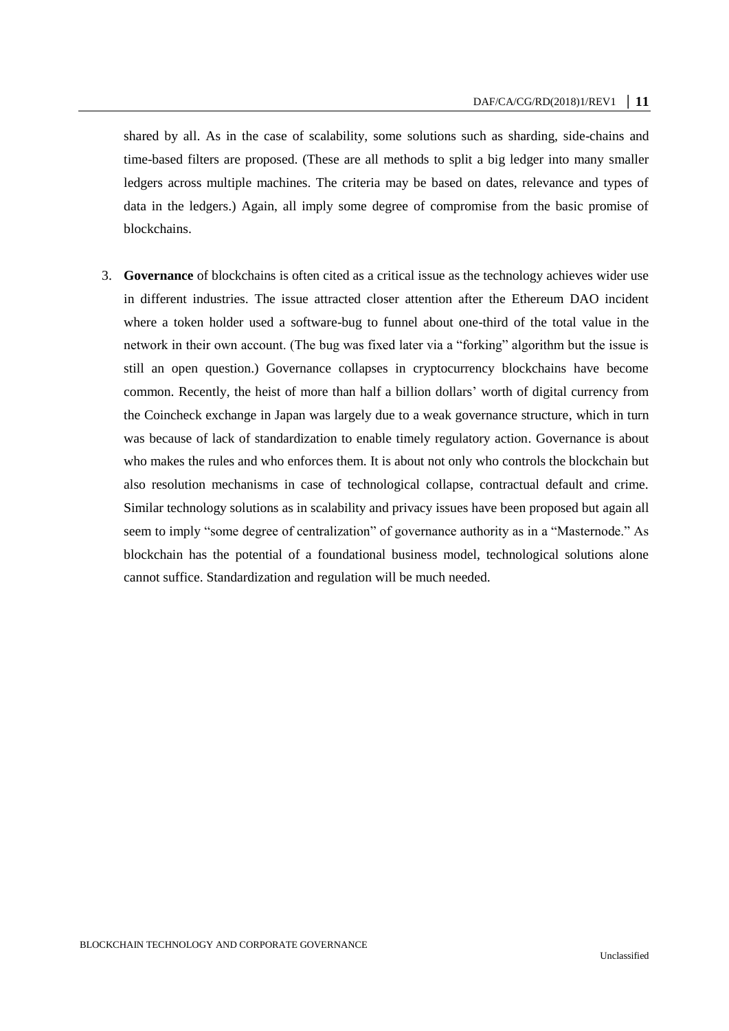shared by all. As in the case of scalability, some solutions such as sharding, side-chains and time-based filters are proposed. (These are all methods to split a big ledger into many smaller ledgers across multiple machines. The criteria may be based on dates, relevance and types of data in the ledgers.) Again, all imply some degree of compromise from the basic promise of blockchains.

3. **Governance** of blockchains is often cited as a critical issue as the technology achieves wider use in different industries. The issue attracted closer attention after the Ethereum DAO incident where a token holder used a software-bug to funnel about one-third of the total value in the network in their own account. (The bug was fixed later via a "forking" algorithm but the issue is still an open question.) Governance collapses in cryptocurrency blockchains have become common. Recently, the heist of more than half a billion dollars' worth of digital currency from the Coincheck exchange in Japan was largely due to a weak governance structure, which in turn was because of lack of standardization to enable timely regulatory action. Governance is about who makes the rules and who enforces them. It is about not only who controls the blockchain but also resolution mechanisms in case of technological collapse, contractual default and crime. Similar technology solutions as in scalability and privacy issues have been proposed but again all seem to imply "some degree of centralization" of governance authority as in a "Masternode." As blockchain has the potential of a foundational business model, technological solutions alone cannot suffice. Standardization and regulation will be much needed.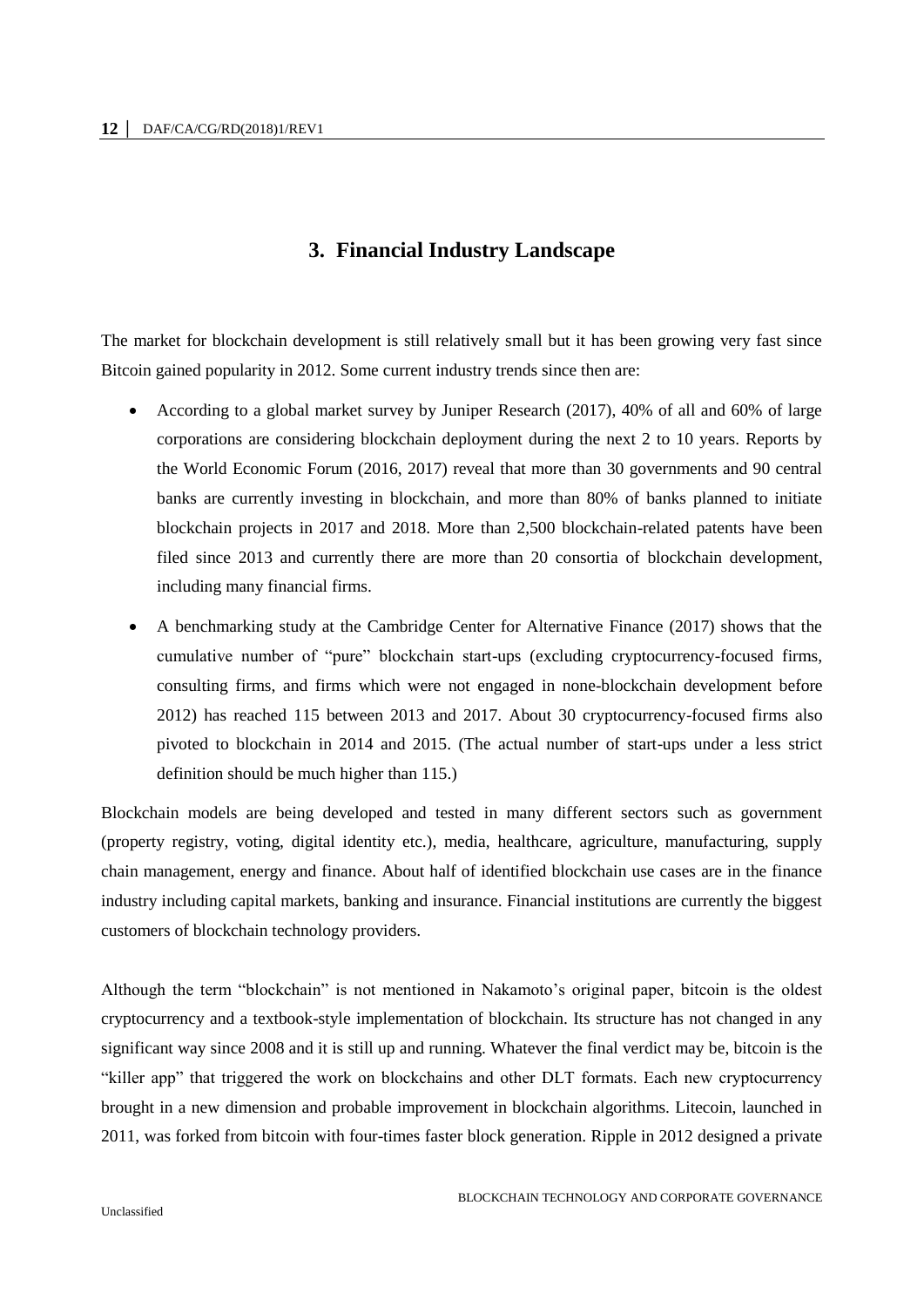## 3. Financial Industry Landscape

The market for blockchain development is still relatively small but it has been growing very fast since Bitcoin gained popularity in 2012. Some current industry trends since then are:

- According to a global market survey by Juniper Research (2017), 40% of all and 60% of large corporations are considering blockchain deployment during the next 2 to 10 years. Reports by the World Economic Forum (2016, 2017) reveal that more than 30 governments and 90 central banks are currently investing in blockchain, and more than 80% of banks planned to initiate blockchain projects in 2017 and 2018. More than 2,500 blockchain-related patents have been filed since 2013 and currently there are more than 20 consortia of blockchain development, including many financial firms.
- A benchmarking study at the Cambridge Center for Alternative Finance (2017) shows that the cumulative number of "pure" blockchain start-ups (excluding cryptocurrency-focused firms, consulting firms, and firms which were not engaged in none-blockchain development before 2012) has reached 115 between 2013 and 2017. About 30 cryptocurrency-focused firms also pivoted to blockchain in 2014 and 2015. (The actual number of start-ups under a less strict definition should be much higher than 115.)

Blockchain models are being developed and tested in many different sectors such as government (property registry, voting, digital identity etc.), media, healthcare, agriculture, manufacturing, supply chain management, energy and finance. About half of identified blockchain use cases are in the finance industry including capital markets, banking and insurance. Financial institutions are currently the biggest customers of blockchain technology providers.

Although the term "blockchain" is not mentioned in Nakamoto's original paper, bitcoin is the oldest cryptocurrency and a textbook-style implementation of blockchain. Its structure has not changed in any significant way since 2008 and it is still up and running. Whatever the final verdict may be, bitcoin is the "killer app" that triggered the work on blockchains and other DLT formats. Each new cryptocurrency brought in a new dimension and probable improvement in blockchain algorithms. Litecoin, launched in 2011, was forked from bitcoin with four-times faster block generation. Ripple in 2012 designed a private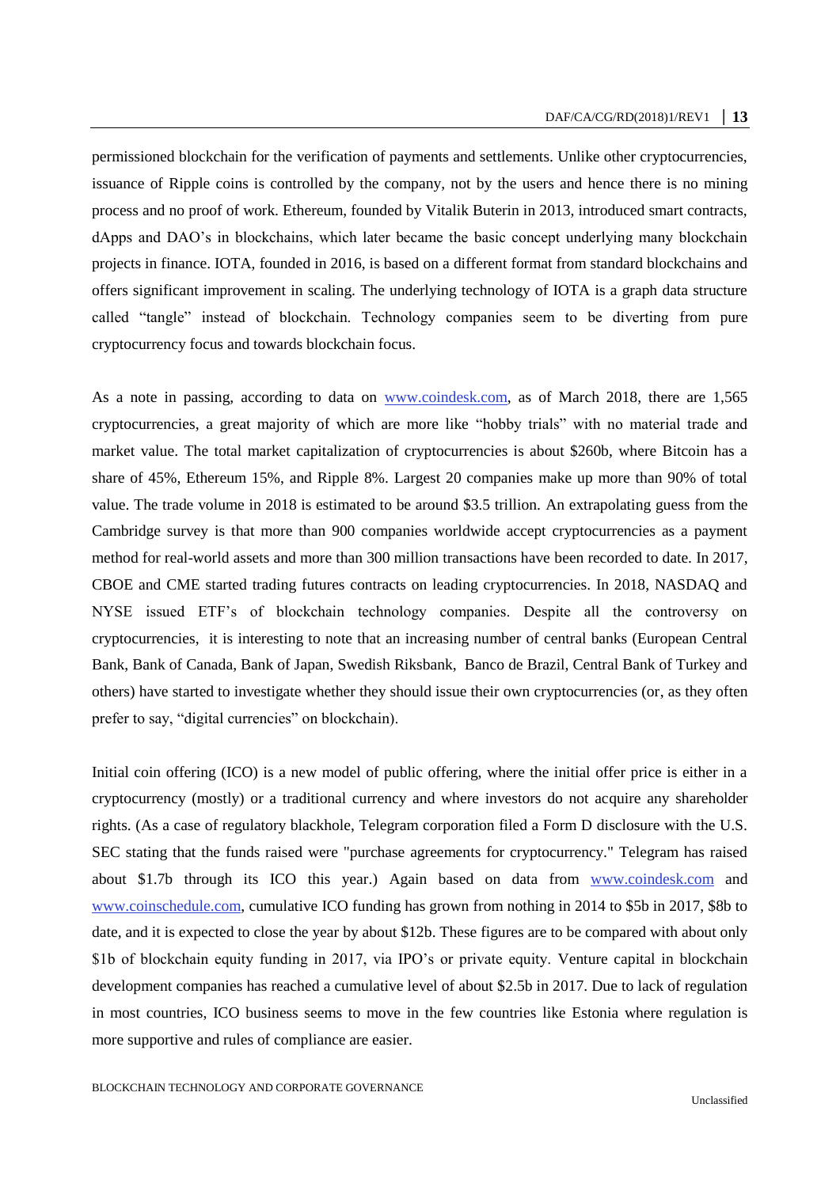permissioned blockchain for the verification of payments and settlements. Unlike other cryptocurrencies, issuance of Ripple coins is controlled by the company, not by the users and hence there is no mining process and no proof of work. Ethereum, founded by Vitalik Buterin in 2013, introduced smart contracts, dApps and DAO's in blockchains, which later became the basic concept underlying many blockchain projects in finance. IOTA, founded in 2016, is based on a different format from standard blockchains and offers significant improvement in scaling. The underlying technology of IOTA is a graph data structure called "tangle" instead of blockchain. Technology companies seem to be diverting from pure cryptocurrency focus and towards blockchain focus.

As a note in passing, according to data on www.coindesk.com, as of March 2018, there are 1,565 cryptocurrencies, a great majority of which are more like "hobby trials" with no material trade and market value. The total market capitalization of cryptocurrencies is about $260b, where Bitcoin has a share of 45%, Ethereum 15%, and Ripple 8%. Largest 20 companies make up more than 90% of total value. The trade volume in 2018 is estimated to be around $3.5 trillion. An extrapolating guess from the Cambridge survey is that more than 900 companies worldwide accept cryptocurrencies as a payment method for real-world assets and more than 300 million transactions have been recorded to date. In 2017, CBOE and CME started trading futures contracts on leading cryptocurrencies. In 2018, NASDAQ and NYSE issued ETF's of blockchain technology companies. Despite all the controversy on cryptocurrencies, it is interesting to note that an increasing number of central banks (European Central Bank, Bank of Canada, Bank of Japan, Swedish Riksbank, Banco de Brazil, Central Bank of Turkey and others) have started to investigate whether they should issue their own cryptocurrencies (or, as they often prefer to say, "digital currencies" on blockchain).

Initial coin offering (ICO) is a new model of public offering, where the initial offer price is either in a cryptocurrency (mostly) or a traditional currency and where investors do not acquire any shareholder rights. (As a case of regulatory blackhole, Telegram corporation filed a Form D disclosure with the U.S. SEC stating that the funds raised were "purchase agreements for cryptocurrency." Telegram has raised about $1.7b through its ICO this year.) Again based on data from www.coindesk.com and www.coinschedule.com, cumulative ICO funding has grown from nothing in 2014 to $5b in 2017, $8b to date, and it is expected to close the year by about $12b. These figures are to be compared with about only $1b of blockchain equity funding in 2017, via IPO's or private equity. Venture capital in blockchain development companies has reached a cumulative level of about $2.5b in 2017. Due to lack of regulation in most countries, ICO business seems to move in the few countries like Estonia where regulation is more supportive and rules of compliance are easier.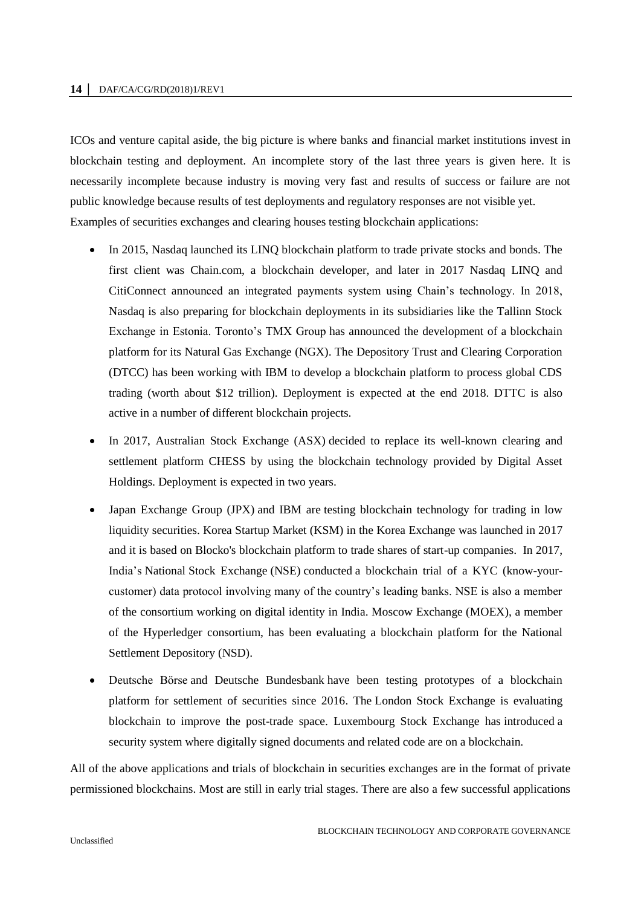ICOs and venture capital aside, the big picture is where banks and financial market institutions invest in blockchain testing and deployment. An incomplete story of the last three years is given here. It is necessarily incomplete because industry is moving very fast and results of success or failure are not public knowledge because results of test deployments and regulatory responses are not visible yet. Examples of securities exchanges and clearing houses testing blockchain applications:

- In 2015, Nasdaq launched its LINQ blockchain platform to trade private stocks and bonds. The first client was Chain.com, a blockchain developer, and later in 2017 Nasdaq LINQ and CitiConnect announced an integrated payments system using Chain's technology. In 2018, Nasdaq is also preparing for blockchain deployments in its subsidiaries like the Tallinn Stock Exchange in Estonia. Toronto's TMX Group has announced the development of a blockchain platform for its Natural Gas Exchange (NGX). The Depository Trust and Clearing Corporation (DTCC) has been working with IBM to develop a blockchain platform to process global CDS trading (worth about $12 trillion). Deployment is expected at the end 2018. DTTC is also active in a number of different blockchain projects.
- In 2017, Australian Stock Exchange (ASX) decided to replace its well-known clearing and settlement platform CHESS by using the blockchain technology provided by Digital Asset Holdings. Deployment is expected in two years.
- Japan Exchange Group (JPX) and IBM are testing blockchain technology for trading in low liquidity securities. Korea Startup Market (KSM) in the Korea Exchange was launched in 2017 and it is based on Blocko's blockchain platform to trade shares of start-up companies. In 2017, India's National Stock Exchange (NSE) conducted a blockchain trial of a KYC (know-your-customer) data protocol involving many of the country's leading banks. NSE is also a member of the consortium working on digital identity in India. Moscow Exchange (MOEX), a member of the Hyperledger consortium, has been evaluating a blockchain platform for the National Settlement Depository (NSD).
- Deutsche Börse and Deutsche Bundesbank have been testing prototypes of a blockchain platform for settlement of securities since 2016. The London Stock Exchange is evaluating blockchain to improve the post-trade space. Luxembourg Stock Exchange has introduced a security system where digitally signed documents and related code are on a blockchain.

All of the above applications and trials of blockchain in securities exchanges are in the format of private permissioned blockchains. Most are still in early trial stages. There are also a few successful applications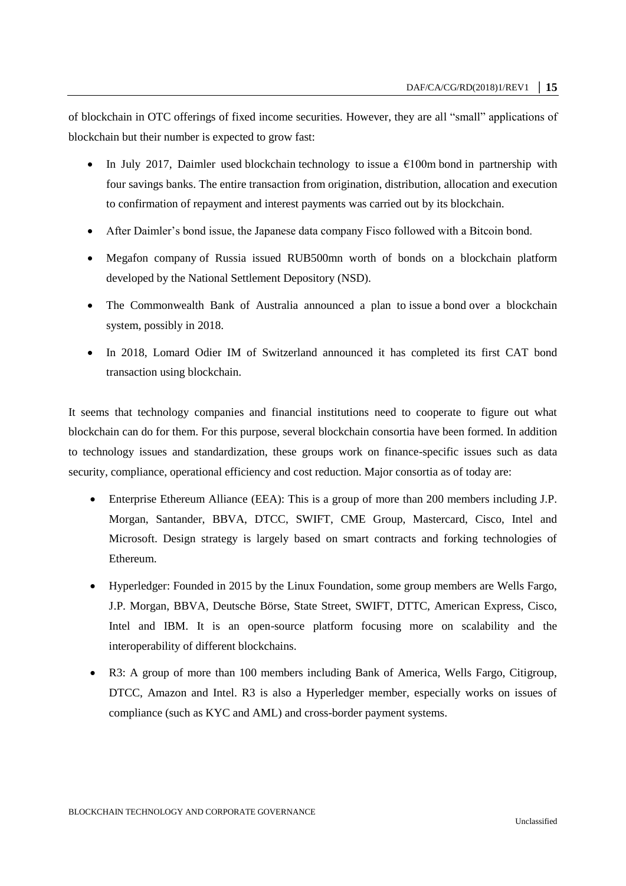of blockchain in OTC offerings of fixed income securities. However, they are all "small" applications of blockchain but their number is expected to grow fast:

- In July 2017, Daimler used blockchain technology to issue a €100m bond in partnership with four savings banks. The entire transaction from origination, distribution, allocation and execution to confirmation of repayment and interest payments was carried out by its blockchain.
- After Daimler's bond issue, the Japanese data company Fisco followed with a Bitcoin bond.
- Megafon company of Russia issued RUB500mn worth of bonds on a blockchain platform developed by the National Settlement Depository (NSD).
- The Commonwealth Bank of Australia announced a plan to issue a bond over a blockchain system, possibly in 2018.
- In 2018, Lomard Odier IM of Switzerland announced it has completed its first CAT bond transaction using blockchain.

It seems that technology companies and financial institutions need to cooperate to figure out what blockchain can do for them. For this purpose, several blockchain consortia have been formed. In addition to technology issues and standardization, these groups work on finance-specific issues such as data security, compliance, operational efficiency and cost reduction. Major consortia as of today are:

- Enterprise Ethereum Alliance (EEA): This is a group of more than 200 members including J.P. Morgan, Santander, BBVA, DTCC, SWIFT, CME Group, Mastercard, Cisco, Intel and Microsoft. Design strategy is largely based on smart contracts and forking technologies of Ethereum.
- Hyperledger: Founded in 2015 by the Linux Foundation, some group members are Wells Fargo, J.P. Morgan, BBVA, Deutsche Börse, State Street, SWIFT, DTTC, American Express, Cisco, Intel and IBM. It is an open-source platform focusing more on scalability and the interoperability of different blockchains.
- R3: A group of more than 100 members including Bank of America, Wells Fargo, Citigroup, DTCC, Amazon and Intel. R3 is also a Hyperledger member, especially works on issues of compliance (such as KYC and AML) and cross-border payment systems.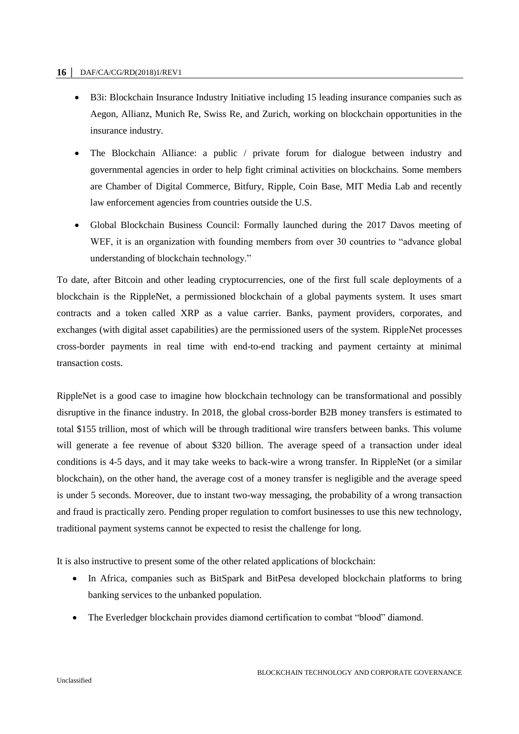- B3i: Blockchain Insurance Industry Initiative including 15 leading insurance companies such as Aegon, Allianz, Munich Re, Swiss Re, and Zurich, working on blockchain opportunities in the insurance industry.

- The Blockchain Alliance: a public / private forum for dialogue between industry and governmental agencies in order to help fight criminal activities on blockchains. Some members are Chamber of Digital Commerce, Bitfury, Ripple, Coin Base, MIT Media Lab and recently law enforcement agencies from countries outside the U.S.

- Global Blockchain Business Council: Formally launched during the 2017 Davos meeting of WEF, it is an organization with founding members from over 30 countries to "advance global understanding of blockchain technology."

To date, after Bitcoin and other leading cryptocurrencies, one of the first full scale deployments of a blockchain is the RippleNet, a permissioned blockchain of a global payments system. It uses smart contracts and a token called XRP as a value carrier. Banks, payment providers, corporates, and exchanges (with digital asset capabilities) are the permissioned users of the system. RippleNet processes cross-border payments in real time with end-to-end tracking and payment certainty at minimal transaction costs.

RippleNet is a good case to imagine how blockchain technology can be transformational and possibly disruptive in the finance industry. In 2018, the global cross-border B2B money transfers is estimated to total $155 trillion, most of which will be through traditional wire transfers between banks. This volume will generate a fee revenue of about $320 billion. The average speed of a transaction under ideal conditions is 4-5 days, and it may take weeks to back-wire a wrong transfer. In RippleNet (or a similar blockchain), on the other hand, the average cost of a money transfer is negligible and the average speed is under 5 seconds. Moreover, due to instant two-way messaging, the probability of a wrong transaction and fraud is practically zero. Pending proper regulation to comfort businesses to use this new technology, traditional payment systems cannot be expected to resist the challenge for long.

It is also instructive to present some of the other related applications of blockchain:

- In Africa, companies such as BitSpark and BitPesa developed blockchain platforms to bring banking services to the unbanked population.

- The Everledger blockchain provides diamond certification to combat "blood" diamond.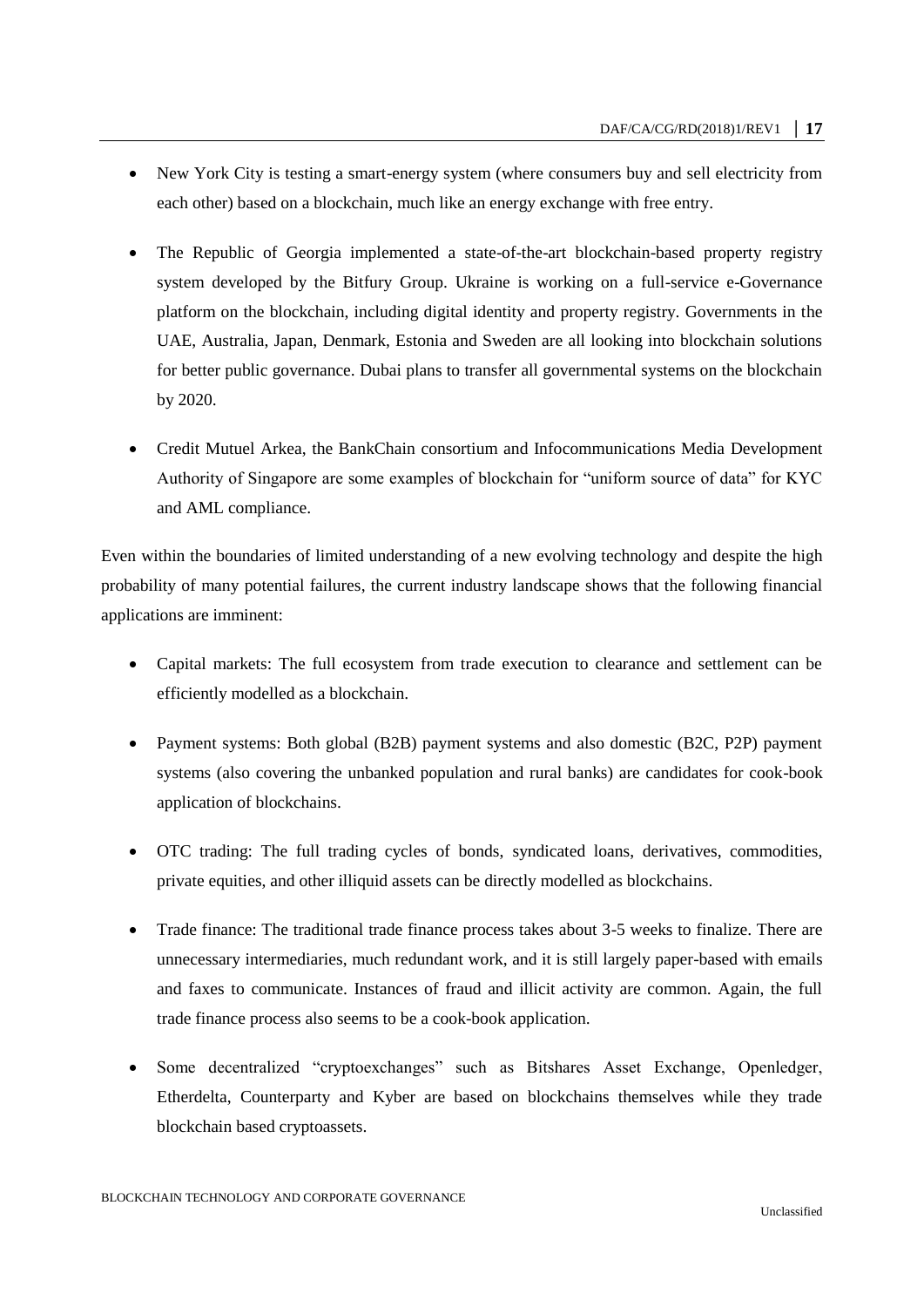- New York City is testing a smart-energy system (where consumers buy and sell electricity from each other) based on a blockchain, much like an energy exchange with free entry.

- The Republic of Georgia implemented a state-of-the-art blockchain-based property registry system developed by the Bitfury Group. Ukraine is working on a full-service e-Governance platform on the blockchain, including digital identity and property registry. Governments in the UAE, Australia, Japan, Denmark, Estonia and Sweden are all looking into blockchain solutions for better public governance. Dubai plans to transfer all governmental systems on the blockchain by 2020.

- Credit Mutuel Arkea, the BankChain consortium and Infocommunications Media Development Authority of Singapore are some examples of blockchain for "uniform source of data" for KYC and AML compliance.

Even within the boundaries of limited understanding of a new evolving technology and despite the high probability of many potential failures, the current industry landscape shows that the following financial applications are imminent:

- Capital markets: The full ecosystem from trade execution to clearance and settlement can be efficiently modelled as a blockchain.

- Payment systems: Both global (B2B) payment systems and also domestic (B2C, P2P) payment systems (also covering the unbanked population and rural banks) are candidates for cook-book application of blockchains.

- OTC trading: The full trading cycles of bonds, syndicated loans, derivatives, commodities, private equities, and other illiquid assets can be directly modelled as blockchains.

- Trade finance: The traditional trade finance process takes about 3-5 weeks to finalize. There are unnecessary intermediaries, much redundant work, and it is still largely paper-based with emails and faxes to communicate. Instances of fraud and illicit activity are common. Again, the full trade finance process also seems to be a cook-book application.

- Some decentralized "cryptoexchanges" such as Bitshares Asset Exchange, Openledger, Etherdelta, Counterparty and Kyber are based on blockchains themselves while they trade blockchain based cryptoassets.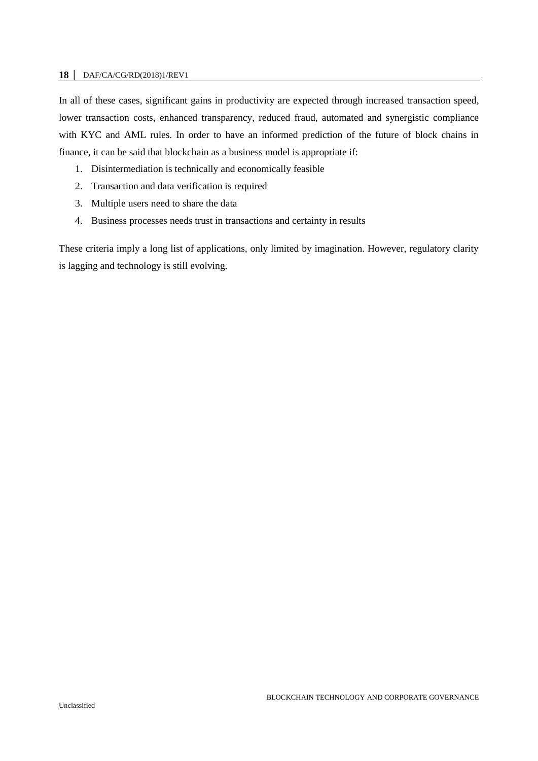In all of these cases, significant gains in productivity are expected through increased transaction speed, lower transaction costs, enhanced transparency, reduced fraud, automated and synergistic compliance with KYC and AML rules. In order to have an informed prediction of the future of block chains in finance, it can be said that blockchain as a business model is appropriate if:

1. Disintermediation is technically and economically feasible
2. Transaction and data verification is required
3. Multiple users need to share the data
4. Business processes needs trust in transactions and certainty in results

These criteria imply a long list of applications, only limited by imagination. However, regulatory clarity is lagging and technology is still evolving.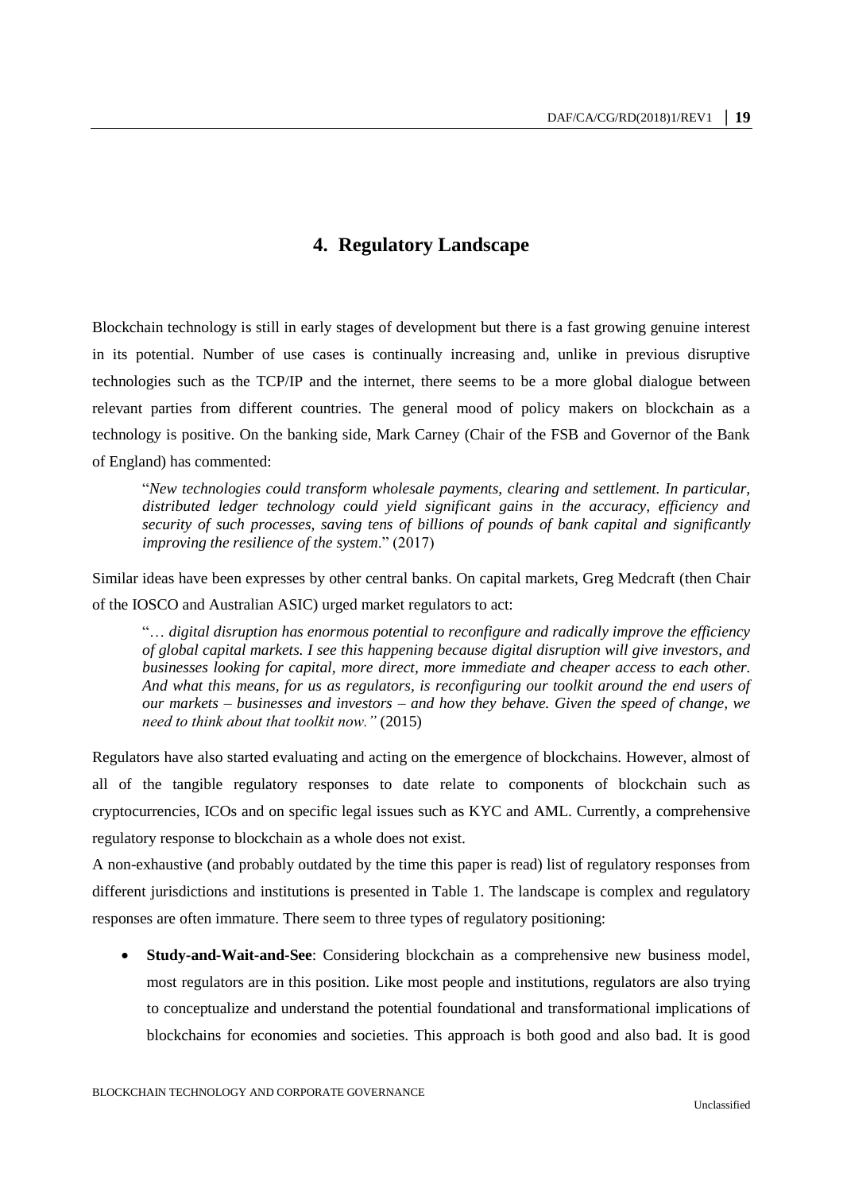# 4. Regulatory Landscape

Blockchain technology is still in early stages of development but there is a fast growing genuine interest in its potential. Number of use cases is continually increasing and, unlike in previous disruptive technologies such as the TCP/IP and the internet, there seems to be a more global dialogue between relevant parties from different countries. The general mood of policy makers on blockchain as a technology is positive. On the banking side, Mark Carney (Chair of the FSB and Governor of the Bank of England) has commented:

> "*New technologies could transform wholesale payments, clearing and settlement. In particular, distributed ledger technology could yield significant gains in the accuracy, efficiency and security of such processes, saving tens of billions of pounds of bank capital and significantly improving the resilience of the system*." (2017)

Similar ideas have been expresses by other central banks. On capital markets, Greg Medcraft (then Chair of the IOSCO and Australian ASIC) urged market regulators to act:

> "*… digital disruption has enormous potential to reconfigure and radically improve the efficiency of global capital markets. I see this happening because digital disruption will give investors, and businesses looking for capital, more direct, more immediate and cheaper access to each other. And what this means, for us as regulators, is reconfiguring our toolkit around the end users of our markets – businesses and investors – and how they behave. Given the speed of change, we need to think about that toolkit now."* (2015)

Regulators have also started evaluating and acting on the emergence of blockchains. However, almost of all of the tangible regulatory responses to date relate to components of blockchain such as cryptocurrencies, ICOs and on specific legal issues such as KYC and AML. Currently, a comprehensive regulatory response to blockchain as a whole does not exist.

A non-exhaustive (and probably outdated by the time this paper is read) list of regulatory responses from different jurisdictions and institutions is presented in Table 1. The landscape is complex and regulatory responses are often immature. There seem to three types of regulatory positioning:

- **Study-and-Wait-and-See**: Considering blockchain as a comprehensive new business model, most regulators are in this position. Like most people and institutions, regulators are also trying to conceptualize and understand the potential foundational and transformational implications of blockchains for economies and societies. This approach is both good and also bad. It is good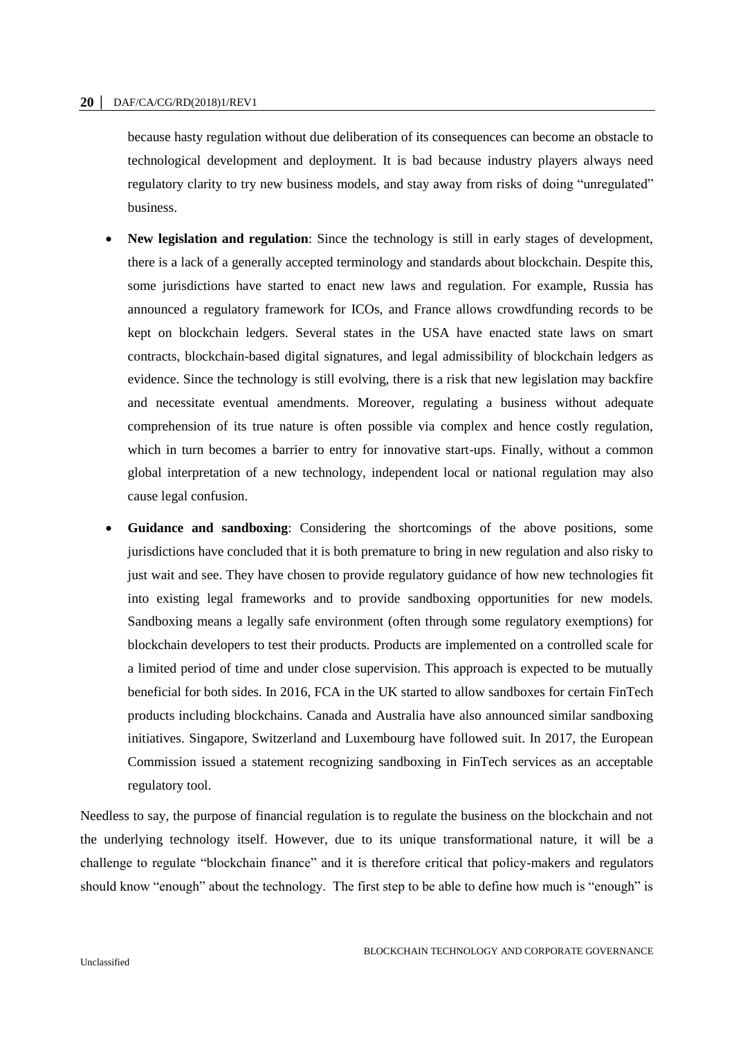because hasty regulation without due deliberation of its consequences can become an obstacle to technological development and deployment. It is bad because industry players always need regulatory clarity to try new business models, and stay away from risks of doing "unregulated" business.

- **New legislation and regulation**: Since the technology is still in early stages of development, there is a lack of a generally accepted terminology and standards about blockchain. Despite this, some jurisdictions have started to enact new laws and regulation. For example, Russia has announced a regulatory framework for ICOs, and France allows crowdfunding records to be kept on blockchain ledgers. Several states in the USA have enacted state laws on smart contracts, blockchain-based digital signatures, and legal admissibility of blockchain ledgers as evidence. Since the technology is still evolving, there is a risk that new legislation may backfire and necessitate eventual amendments. Moreover, regulating a business without adequate comprehension of its true nature is often possible via complex and hence costly regulation, which in turn becomes a barrier to entry for innovative start-ups. Finally, without a common global interpretation of a new technology, independent local or national regulation may also cause legal confusion.

- **Guidance and sandboxing**: Considering the shortcomings of the above positions, some jurisdictions have concluded that it is both premature to bring in new regulation and also risky to just wait and see. They have chosen to provide regulatory guidance of how new technologies fit into existing legal frameworks and to provide sandboxing opportunities for new models. Sandboxing means a legally safe environment (often through some regulatory exemptions) for blockchain developers to test their products. Products are implemented on a controlled scale for a limited period of time and under close supervision. This approach is expected to be mutually beneficial for both sides. In 2016, FCA in the UK started to allow sandboxes for certain FinTech products including blockchains. Canada and Australia have also announced similar sandboxing initiatives. Singapore, Switzerland and Luxembourg have followed suit. In 2017, the European Commission issued a statement recognizing sandboxing in FinTech services as an acceptable regulatory tool.

Needless to say, the purpose of financial regulation is to regulate the business on the blockchain and not the underlying technology itself. However, due to its unique transformational nature, it will be a challenge to regulate "blockchain finance" and it is therefore critical that policy-makers and regulators should know "enough" about the technology. The first step to be able to define how much is "enough" is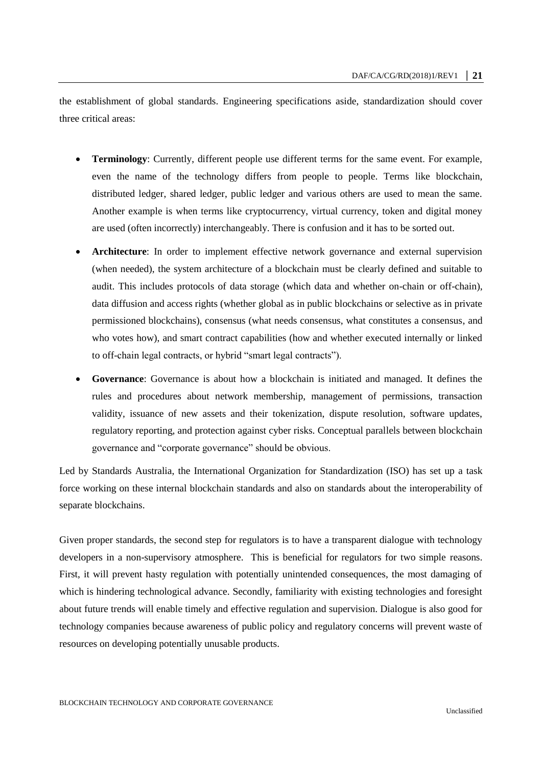the establishment of global standards. Engineering specifications aside, standardization should cover three critical areas:

- **Terminology**: Currently, different people use different terms for the same event. For example, even the name of the technology differs from people to people. Terms like blockchain, distributed ledger, shared ledger, public ledger and various others are used to mean the same. Another example is when terms like cryptocurrency, virtual currency, token and digital money are used (often incorrectly) interchangeably. There is confusion and it has to be sorted out.
- **Architecture**: In order to implement effective network governance and external supervision (when needed), the system architecture of a blockchain must be clearly defined and suitable to audit. This includes protocols of data storage (which data and whether on-chain or off-chain), data diffusion and access rights (whether global as in public blockchains or selective as in private permissioned blockchains), consensus (what needs consensus, what constitutes a consensus, and who votes how), and smart contract capabilities (how and whether executed internally or linked to off-chain legal contracts, or hybrid "smart legal contracts").
- **Governance**: Governance is about how a blockchain is initiated and managed. It defines the rules and procedures about network membership, management of permissions, transaction validity, issuance of new assets and their tokenization, dispute resolution, software updates, regulatory reporting, and protection against cyber risks. Conceptual parallels between blockchain governance and "corporate governance" should be obvious.

Led by Standards Australia, the International Organization for Standardization (ISO) has set up a task force working on these internal blockchain standards and also on standards about the interoperability of separate blockchains.

Given proper standards, the second step for regulators is to have a transparent dialogue with technology developers in a non-supervisory atmosphere. This is beneficial for regulators for two simple reasons. First, it will prevent hasty regulation with potentially unintended consequences, the most damaging of which is hindering technological advance. Secondly, familiarity with existing technologies and foresight about future trends will enable timely and effective regulation and supervision. Dialogue is also good for technology companies because awareness of public policy and regulatory concerns will prevent waste of resources on developing potentially unusable products.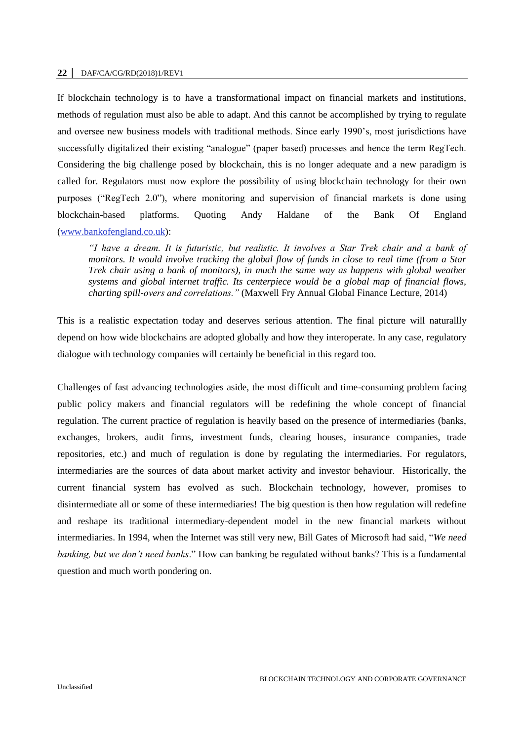If blockchain technology is to have a transformational impact on financial markets and institutions, methods of regulation must also be able to adapt. And this cannot be accomplished by trying to regulate and oversee new business models with traditional methods. Since early 1990's, most jurisdictions have successfully digitalized their existing "analogue" (paper based) processes and hence the term RegTech. Considering the big challenge posed by blockchain, this is no longer adequate and a new paradigm is called for. Regulators must now explore the possibility of using blockchain technology for their own purposes ("RegTech 2.0"), where monitoring and supervision of financial markets is done using blockchain-based platforms. Quoting Andy Haldane of the Bank Of England ([www.bankofengland.co.uk](www.bankofengland.co.uk)):

> *"I have a dream. It is futuristic, but realistic. It involves a Star Trek chair and a bank of monitors. It would involve tracking the global flow of funds in close to real time (from a Star Trek chair using a bank of monitors), in much the same way as happens with global weather systems and global internet traffic. Its centerpiece would be a global map of financial flows, charting spill-overs and correlations."* (Maxwell Fry Annual Global Finance Lecture, 2014)

This is a realistic expectation today and deserves serious attention. The final picture will naturallly depend on how wide blockchains are adopted globally and how they interoperate. In any case, regulatory dialogue with technology companies will certainly be beneficial in this regard too.

Challenges of fast advancing technologies aside, the most difficult and time-consuming problem facing public policy makers and financial regulators will be redefining the whole concept of financial regulation. The current practice of regulation is heavily based on the presence of intermediaries (banks, exchanges, brokers, audit firms, investment funds, clearing houses, insurance companies, trade repositories, etc.) and much of regulation is done by regulating the intermediaries. For regulators, intermediaries are the sources of data about market activity and investor behaviour. Historically, the current financial system has evolved as such. Blockchain technology, however, promises to disintermediate all or some of these intermediaries! The big question is then how regulation will redefine and reshape its traditional intermediary-dependent model in the new financial markets without intermediaries. In 1994, when the Internet was still very new, Bill Gates of Microsoft had said, "*We need banking, but we don't need banks*." How can banking be regulated without banks? This is a fundamental question and much worth pondering on.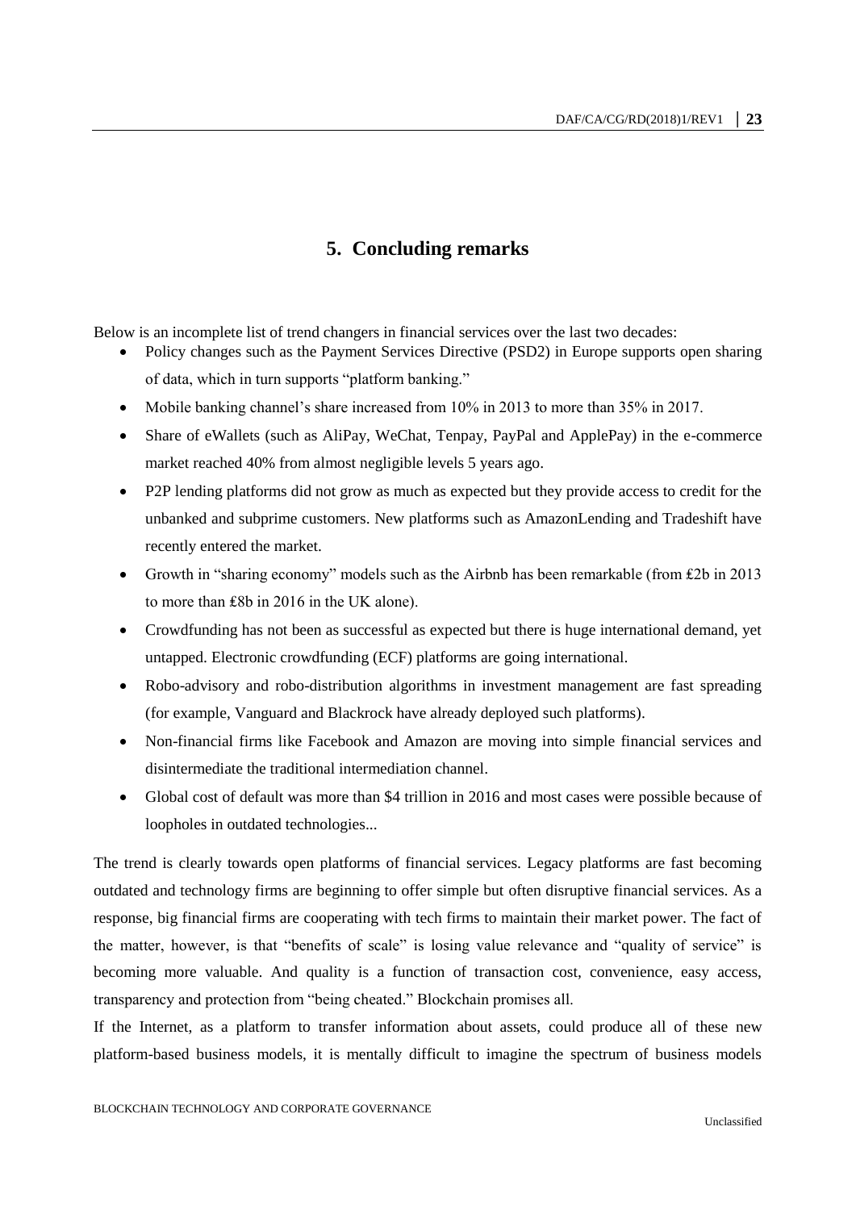## 5. Concluding remarks

Below is an incomplete list of trend changers in financial services over the last two decades:

- Policy changes such as the Payment Services Directive (PSD2) in Europe supports open sharing of data, which in turn supports "platform banking."
- Mobile banking channel's share increased from 10% in 2013 to more than 35% in 2017.
- Share of eWallets (such as AliPay, WeChat, Tenpay, PayPal and ApplePay) in the e-commerce market reached 40% from almost negligible levels 5 years ago.
- P2P lending platforms did not grow as much as expected but they provide access to credit for the unbanked and subprime customers. New platforms such as AmazonLending and Tradeshift have recently entered the market.
- Growth in "sharing economy" models such as the Airbnb has been remarkable (from ₤2b in 2013 to more than ₤8b in 2016 in the UK alone).
- Crowdfunding has not been as successful as expected but there is huge international demand, yet untapped. Electronic crowdfunding (ECF) platforms are going international.
- Robo-advisory and robo-distribution algorithms in investment management are fast spreading (for example, Vanguard and Blackrock have already deployed such platforms).
- Non-financial firms like Facebook and Amazon are moving into simple financial services and disintermediate the traditional intermediation channel.
- Global cost of default was more than $4 trillion in 2016 and most cases were possible because of loopholes in outdated technologies...

The trend is clearly towards open platforms of financial services. Legacy platforms are fast becoming outdated and technology firms are beginning to offer simple but often disruptive financial services. As a response, big financial firms are cooperating with tech firms to maintain their market power. The fact of the matter, however, is that "benefits of scale" is losing value relevance and "quality of service" is becoming more valuable. And quality is a function of transaction cost, convenience, easy access, transparency and protection from "being cheated." Blockchain promises all.

If the Internet, as a platform to transfer information about assets, could produce all of these new platform-based business models, it is mentally difficult to imagine the spectrum of business models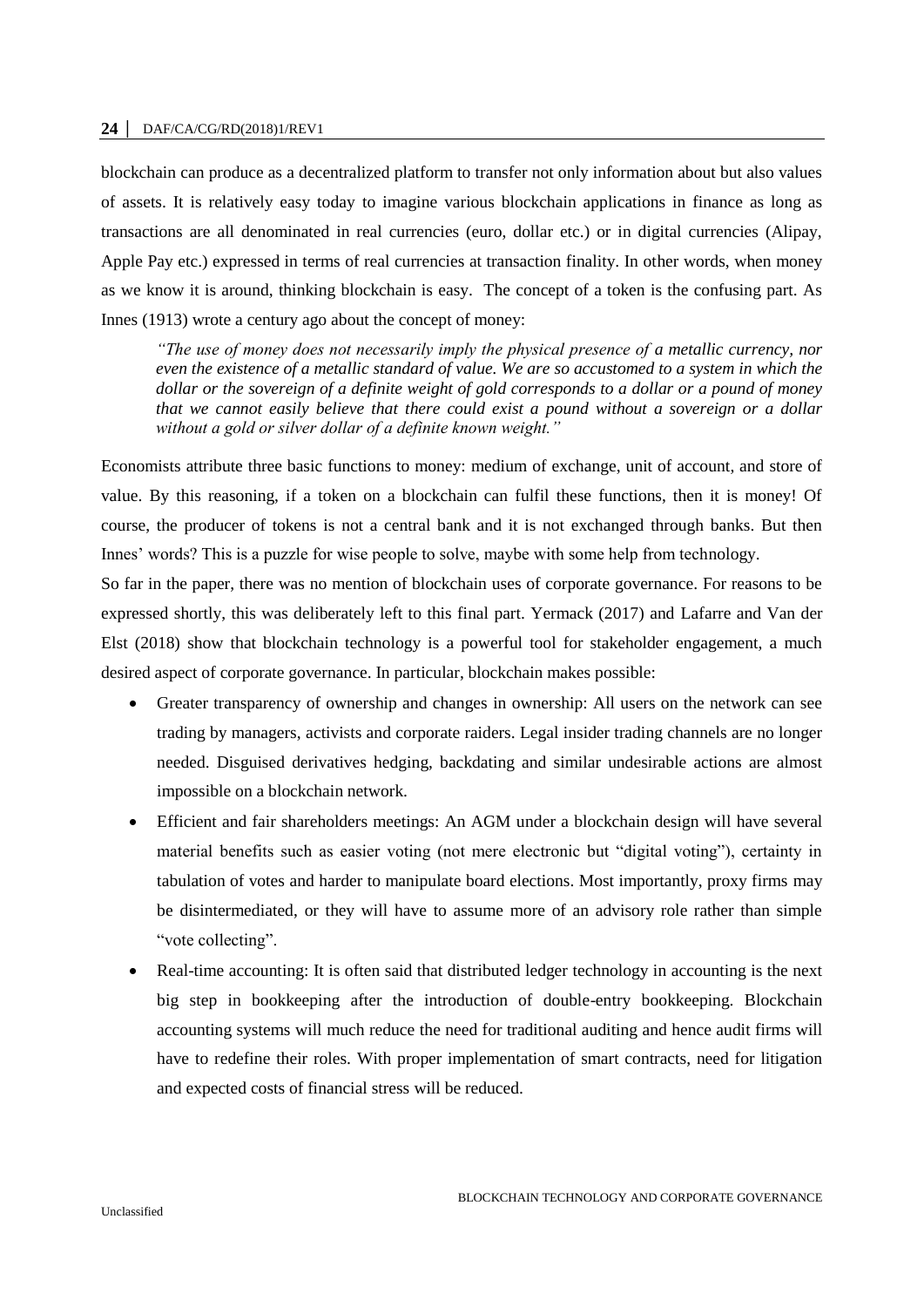blockchain can produce as a decentralized platform to transfer not only information about but also values of assets. It is relatively easy today to imagine various blockchain applications in finance as long as transactions are all denominated in real currencies (euro, dollar etc.) or in digital currencies (Alipay, Apple Pay etc.) expressed in terms of real currencies at transaction finality. In other words, when money as we know it is around, thinking blockchain is easy. The concept of a token is the confusing part. As Innes (1913) wrote a century ago about the concept of money:

> *"The use of money does not necessarily imply the physical presence of a metallic currency, nor even the existence of a metallic standard of value. We are so accustomed to a system in which the dollar or the sovereign of a definite weight of gold corresponds to a dollar or a pound of money that we cannot easily believe that there could exist a pound without a sovereign or a dollar without a gold or silver dollar of a definite known weight."*

Economists attribute three basic functions to money: medium of exchange, unit of account, and store of value. By this reasoning, if a token on a blockchain can fulfil these functions, then it is money! Of course, the producer of tokens is not a central bank and it is not exchanged through banks. But then Innes' words? This is a puzzle for wise people to solve, maybe with some help from technology.

So far in the paper, there was no mention of blockchain uses of corporate governance. For reasons to be expressed shortly, this was deliberately left to this final part. Yermack (2017) and Lafarre and Van der Elst (2018) show that blockchain technology is a powerful tool for stakeholder engagement, a much desired aspect of corporate governance. In particular, blockchain makes possible:

- Greater transparency of ownership and changes in ownership: All users on the network can see trading by managers, activists and corporate raiders. Legal insider trading channels are no longer needed. Disguised derivatives hedging, backdating and similar undesirable actions are almost impossible on a blockchain network.
- Efficient and fair shareholders meetings: An AGM under a blockchain design will have several material benefits such as easier voting (not mere electronic but "digital voting"), certainty in tabulation of votes and harder to manipulate board elections. Most importantly, proxy firms may be disintermediated, or they will have to assume more of an advisory role rather than simple "vote collecting".
- Real-time accounting: It is often said that distributed ledger technology in accounting is the next big step in bookkeeping after the introduction of double-entry bookkeeping. Blockchain accounting systems will much reduce the need for traditional auditing and hence audit firms will have to redefine their roles. With proper implementation of smart contracts, need for litigation and expected costs of financial stress will be reduced.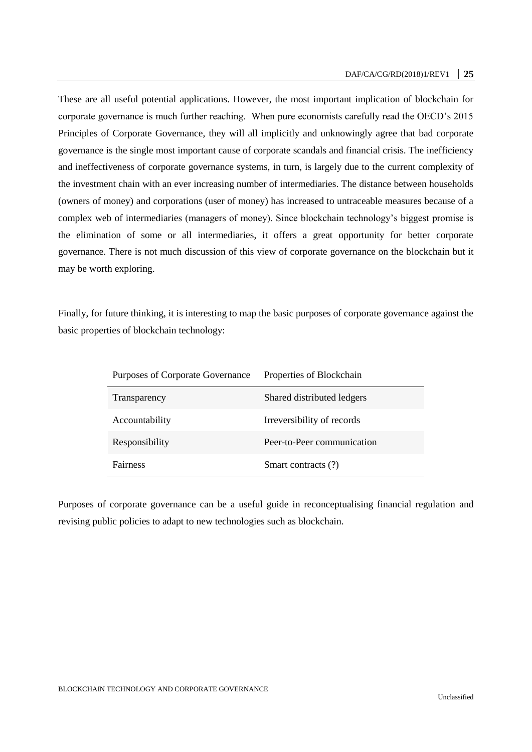These are all useful potential applications. However, the most important implication of blockchain for corporate governance is much further reaching. When pure economists carefully read the OECD's 2015 Principles of Corporate Governance, they will all implicitly and unknowingly agree that bad corporate governance is the single most important cause of corporate scandals and financial crisis. The inefficiency and ineffectiveness of corporate governance systems, in turn, is largely due to the current complexity of the investment chain with an ever increasing number of intermediaries. The distance between households (owners of money) and corporations (user of money) has increased to untraceable measures because of a complex web of intermediaries (managers of money). Since blockchain technology's biggest promise is the elimination of some or all intermediaries, it offers a great opportunity for better corporate governance. There is not much discussion of this view of corporate governance on the blockchain but it may be worth exploring.

Finally, for future thinking, it is interesting to map the basic purposes of corporate governance against the basic properties of blockchain technology:

| Purposes of Corporate Governance | Properties of Blockchain |
| --- | --- |
| Transparency | Shared distributed ledgers |
| Accountability | Irreversibility of records |
| Responsibility | Peer-to-Peer communication |
| Fairness | Smart contracts (?) |

Purposes of corporate governance can be a useful guide in reconceptualising financial regulation and revising public policies to adapt to new technologies such as blockchain.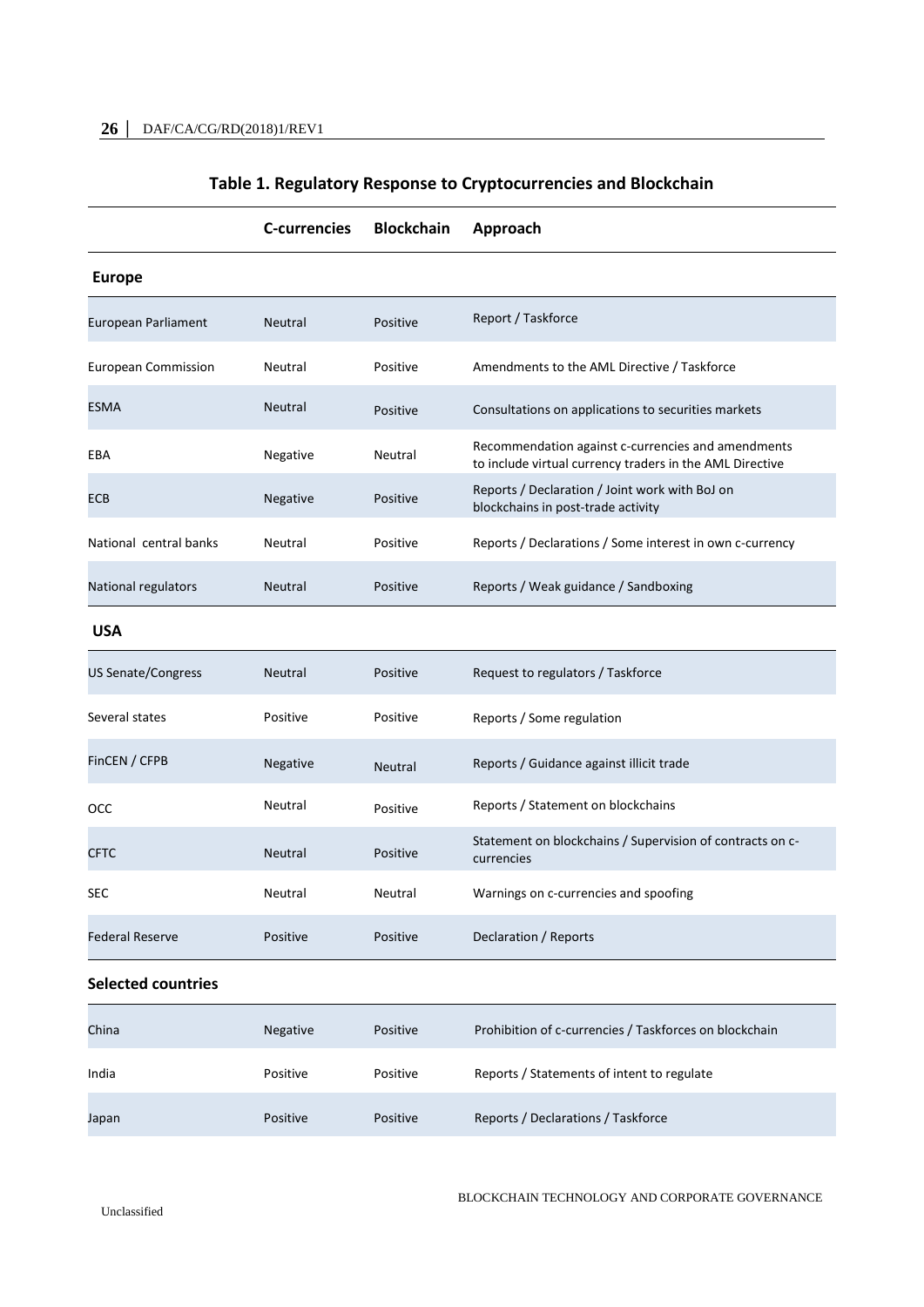**Table 1. Regulatory Response to Cryptocurrencies and Blockchain**

| | C-currencies | Blockchain | Approach |
|---|---|---|---|
| **Europe** | | | |
| European Parliament | Neutral | Positive | Report / Taskforce |
| European Commission | Neutral | Positive | Amendments to the AML Directive / Taskforce |
| ESMA | Neutral | Positive | Consultations on applications to securities markets |
| EBA | Negative | Neutral | Recommendation against c-currencies and amendments to include virtual currency traders in the AML Directive |
| ECB | Negative | Positive | Reports / Declaration / Joint work with BoJ on blockchains in post-trade activity |
| National central banks | Neutral | Positive | Reports / Declarations / Some interest in own c-currency |
| National regulators | Neutral | Positive | Reports / Weak guidance / Sandboxing |
| **USA** | | | |
| US Senate/Congress | Neutral | Positive | Request to regulators / Taskforce |
| Several states | Positive | Positive | Reports / Some regulation |
| FinCEN / CFPB | Negative | Neutral | Reports / Guidance against illicit trade |
| OCC | Neutral | Positive | Reports / Statement on blockchains |
| CFTC | Neutral | Positive | Statement on blockchains / Supervision of contracts on c-currencies |
| SEC | Neutral | Neutral | Warnings on c-currencies and spoofing |
| Federal Reserve | Positive | Positive | Declaration / Reports |
| **Selected countries** | | | |
| China | Negative | Positive | Prohibition of c-currencies / Taskforces on blockchain |
| India | Positive | Positive | Reports / Statements of intent to regulate |
| Japan | Positive | Positive | Reports / Declarations / Taskforce |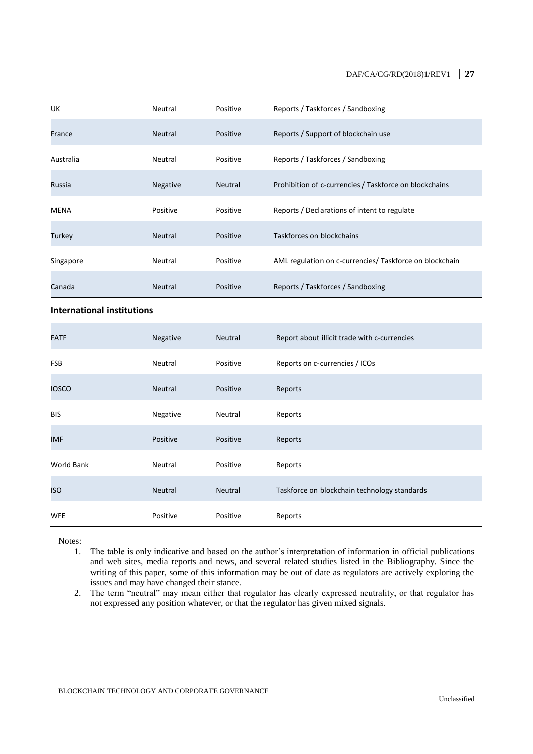| | | | |
|---|---|---|---|
| UK | Neutral | Positive | Reports / Taskforces / Sandboxing |
| France | Neutral | Positive | Reports / Support of blockchain use |
| Australia | Neutral | Positive | Reports / Taskforces / Sandboxing |
| Russia | Negative | Neutral | Prohibition of c-currencies / Taskforce on blockchains |
| MENA | Positive | Positive | Reports / Declarations of intent to regulate |
| Turkey | Neutral | Positive | Taskforces on blockchains |
| Singapore | Neutral | Positive | AML regulation on c-currencies/ Taskforce on blockchain |
| Canada | Neutral | Positive | Reports / Taskforces / Sandboxing |
| **International institutions** | | | |
| FATF | Negative | Neutral | Report about illicit trade with c-currencies |
| FSB | Neutral | Positive | Reports on c-currencies / ICOs |
| IOSCO | Neutral | Positive | Reports |
| BIS | Negative | Neutral | Reports |
| IMF | Positive | Positive | Reports |
| World Bank | Neutral | Positive | Reports |
| ISO | Neutral | Neutral | Taskforce on blockchain technology standards |
| WFE | Positive | Positive | Reports |

Notes:

1. The table is only indicative and based on the author's interpretation of information in official publications and web sites, media reports and news, and several related studies listed in the Bibliography. Since the writing of this paper, some of this information may be out of date as regulators are actively exploring the issues and may have changed their stance.
2. The term "neutral" may mean either that regulator has clearly expressed neutrality, or that regulator has not expressed any position whatever, or that the regulator has given mixed signals.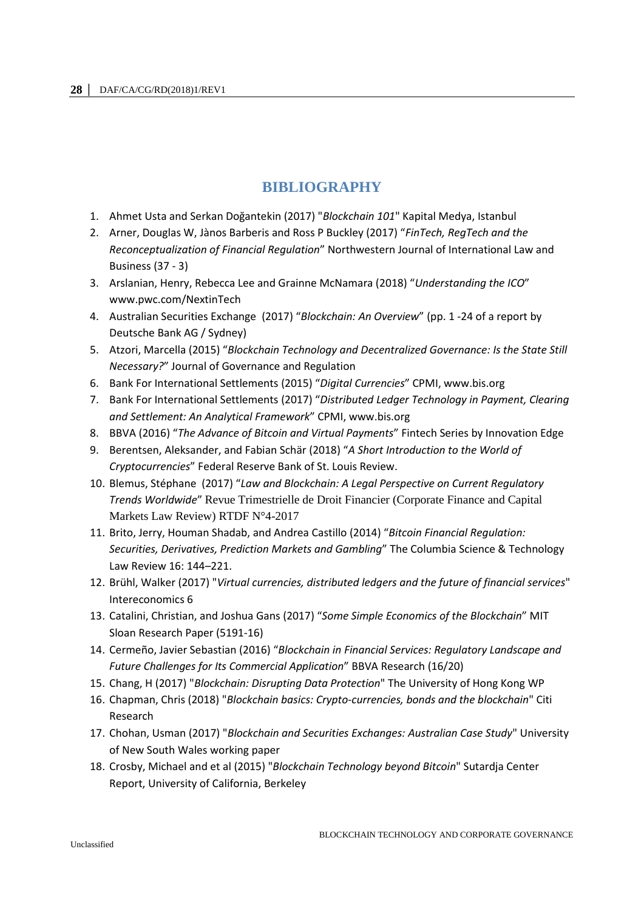## BIBLIOGRAPHY

1. Ahmet Usta and Serkan Doğantekin (2017) "*Blockchain 101*" Kapital Medya, Istanbul
2. Arner, Douglas W, Jànos Barberis and Ross P Buckley (2017) "*FinTech, RegTech and the Reconceptualization of Financial Regulation*" Northwestern Journal of International Law and Business (37 - 3)
3. Arslanian, Henry, Rebecca Lee and Grainne McNamara (2018) "*Understanding the ICO*" www.pwc.com/NextinTech
4. Australian Securities Exchange (2017) "*Blockchain: An Overview*" (pp. 1 -24 of a report by Deutsche Bank AG / Sydney)
5. Atzori, Marcella (2015) "*Blockchain Technology and Decentralized Governance: Is the State Still Necessary?*" Journal of Governance and Regulation
6. Bank For International Settlements (2015) "*Digital Currencies*" CPMI, www.bis.org
7. Bank For International Settlements (2017) "*Distributed Ledger Technology in Payment, Clearing and Settlement: An Analytical Framework*" CPMI, www.bis.org
8. BBVA (2016) "*The Advance of Bitcoin and Virtual Payments*" Fintech Series by Innovation Edge
9. Berentsen, Aleksander, and Fabian Schär (2018) "*A Short Introduction to the World of Cryptocurrencies*" Federal Reserve Bank of St. Louis Review.
10. Blemus, Stéphane (2017) "*Law and Blockchain: A Legal Perspective on Current Regulatory Trends Worldwide*" Revue Trimestrielle de Droit Financier (Corporate Finance and Capital Markets Law Review) RTDF N°4-2017
11. Brito, Jerry, Houman Shadab, and Andrea Castillo (2014) "*Bitcoin Financial Regulation: Securities, Derivatives, Prediction Markets and Gambling*" The Columbia Science & Technology Law Review 16: 144–221.
12. Brühl, Walker (2017) "*Virtual currencies, distributed ledgers and the future of financial services*" Intereconomics 6
13. Catalini, Christian, and Joshua Gans (2017) "*Some Simple Economics of the Blockchain*" MIT Sloan Research Paper (5191-16)
14. Cermeño, Javier Sebastian (2016) "*Blockchain in Financial Services: Regulatory Landscape and Future Challenges for Its Commercial Application*" BBVA Research (16/20)
15. Chang, H (2017) "*Blockchain: Disrupting Data Protection*" The University of Hong Kong WP
16. Chapman, Chris (2018) "*Blockchain basics: Crypto-currencies, bonds and the blockchain*" Citi Research
17. Chohan, Usman (2017) "*Blockchain and Securities Exchanges: Australian Case Study*" University of New South Wales working paper
18. Crosby, Michael and et al (2015) "*Blockchain Technology beyond Bitcoin*" Sutardja Center Report, University of California, Berkeley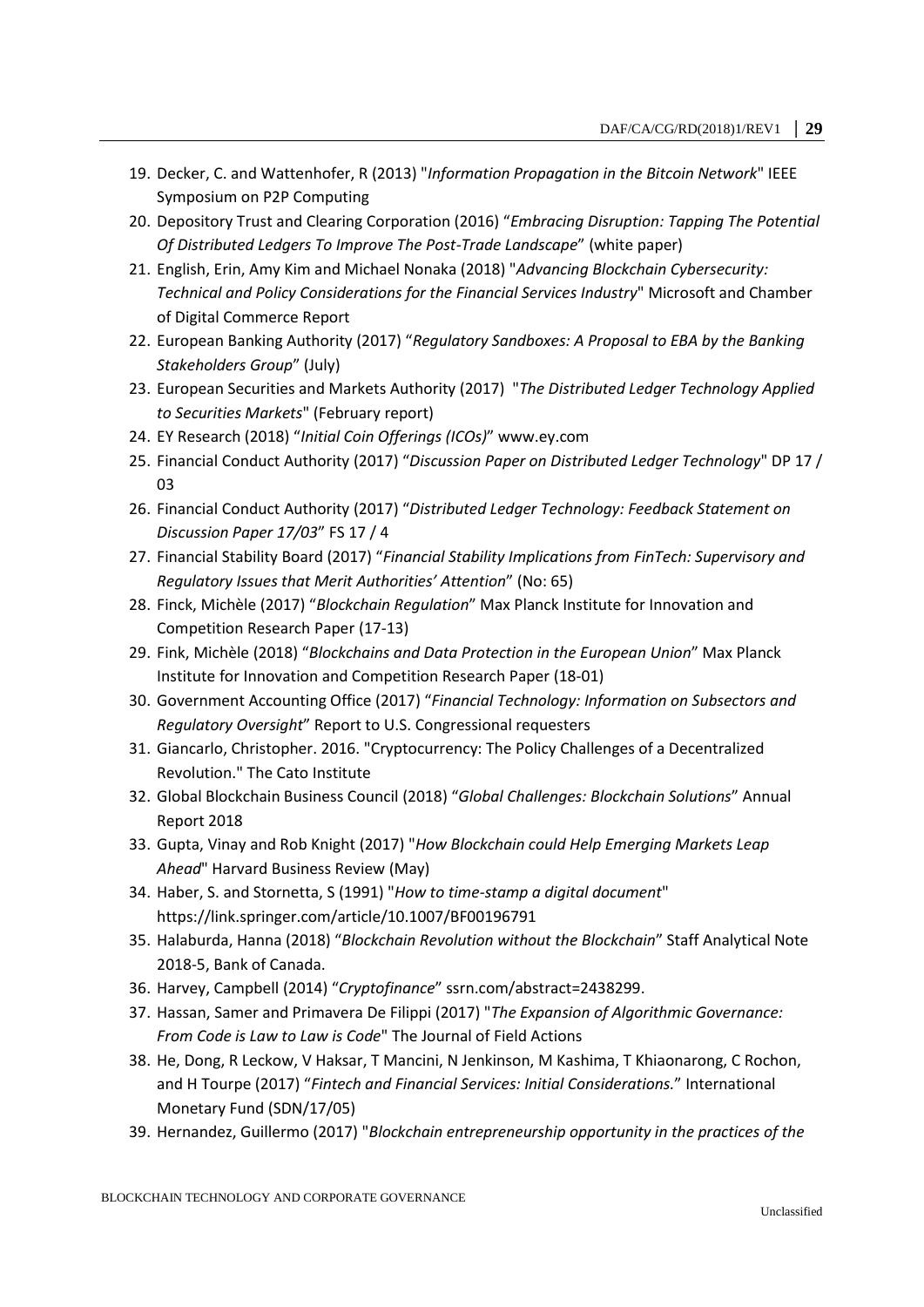19. Decker, C. and Wattenhofer, R (2013) "*Information Propagation in the Bitcoin Network*" IEEE Symposium on P2P Computing
20. Depository Trust and Clearing Corporation (2016) "*Embracing Disruption: Tapping The Potential Of Distributed Ledgers To Improve The Post-Trade Landscape*" (white paper)
21. English, Erin, Amy Kim and Michael Nonaka (2018) "*Advancing Blockchain Cybersecurity: Technical and Policy Considerations for the Financial Services Industry*" Microsoft and Chamber of Digital Commerce Report
22. European Banking Authority (2017) "*Regulatory Sandboxes: A Proposal to EBA by the Banking Stakeholders Group*" (July)
23. European Securities and Markets Authority (2017) "*The Distributed Ledger Technology Applied to Securities Markets*" (February report)
24. EY Research (2018) "*Initial Coin Offerings (ICOs)*" www.ey.com
25. Financial Conduct Authority (2017) "*Discussion Paper on Distributed Ledger Technology*" DP 17 / 03
26. Financial Conduct Authority (2017) "*Distributed Ledger Technology: Feedback Statement on Discussion Paper 17/03*" FS 17 / 4
27. Financial Stability Board (2017) "*Financial Stability Implications from FinTech: Supervisory and Regulatory Issues that Merit Authorities' Attention*" (No: 65)
28. Finck, Michèle (2017) "*Blockchain Regulation*" Max Planck Institute for Innovation and Competition Research Paper (17-13)
29. Fink, Michèle (2018) "*Blockchains and Data Protection in the European Union*" Max Planck Institute for Innovation and Competition Research Paper (18-01)
30. Government Accounting Office (2017) "*Financial Technology: Information on Subsectors and Regulatory Oversight*" Report to U.S. Congressional requesters
31. Giancarlo, Christopher. 2016. "Cryptocurrency: The Policy Challenges of a Decentralized Revolution." The Cato Institute
32. Global Blockchain Business Council (2018) "*Global Challenges: Blockchain Solutions*" Annual Report 2018
33. Gupta, Vinay and Rob Knight (2017) "*How Blockchain could Help Emerging Markets Leap Ahead*" Harvard Business Review (May)
34. Haber, S. and Stornetta, S (1991) "*How to time-stamp a digital document*" https://link.springer.com/article/10.1007/BF00196791
35. Halaburda, Hanna (2018) "*Blockchain Revolution without the Blockchain*" Staff Analytical Note 2018-5, Bank of Canada.
36. Harvey, Campbell (2014) "*Cryptofinance*" ssrn.com/abstract=2438299.
37. Hassan, Samer and Primavera De Filippi (2017) "*The Expansion of Algorithmic Governance: From Code is Law to Law is Code*" The Journal of Field Actions
38. He, Dong, R Leckow, V Haksar, T Mancini, N Jenkinson, M Kashima, T Khiaonarong, C Rochon, and H Tourpe (2017) "*Fintech and Financial Services: Initial Considerations.*" International Monetary Fund (SDN/17/05)
39. Hernandez, Guillermo (2017) "*Blockchain entrepreneurship opportunity in the practices of the*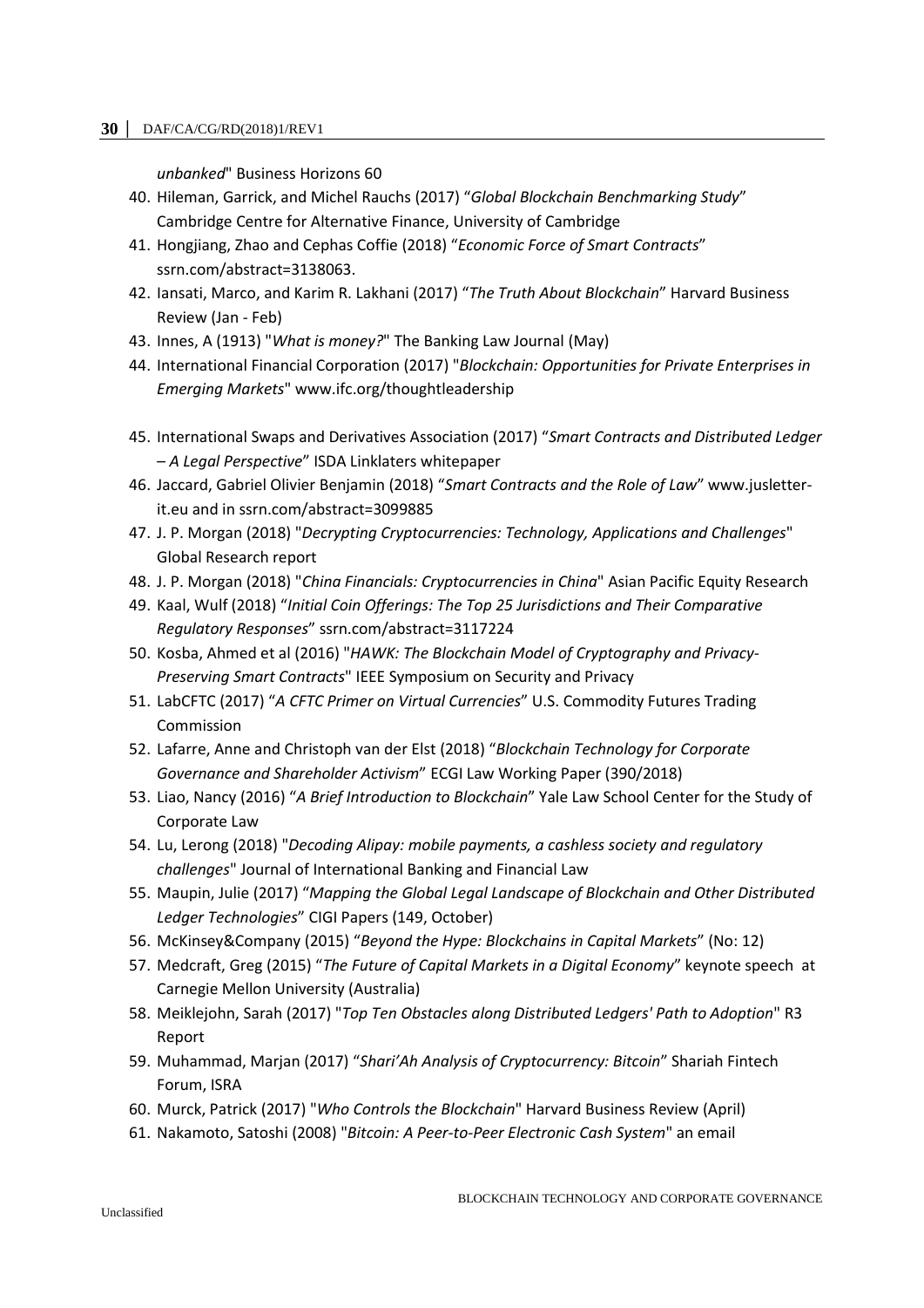*unbanked*" Business Horizons 60

40. Hileman, Garrick, and Michel Rauchs (2017) "*Global Blockchain Benchmarking Study*" Cambridge Centre for Alternative Finance, University of Cambridge
41. Hongjiang, Zhao and Cephas Coffie (2018) "*Economic Force of Smart Contracts*" ssrn.com/abstract=3138063.
42. Iansati, Marco, and Karim R. Lakhani (2017) "*The Truth About Blockchain*" Harvard Business Review (Jan - Feb)
43. Innes, A (1913) "*What is money?*" The Banking Law Journal (May)
44. International Financial Corporation (2017) "*Blockchain: Opportunities for Private Enterprises in Emerging Markets*" www.ifc.org/thoughtleadership
45. International Swaps and Derivatives Association (2017) "*Smart Contracts and Distributed Ledger – A Legal Perspective*" ISDA Linklaters whitepaper
46. Jaccard, Gabriel Olivier Benjamin (2018) "*Smart Contracts and the Role of Law*" www.jusletter-it.eu and in ssrn.com/abstract=3099885
47. J. P. Morgan (2018) "*Decrypting Cryptocurrencies: Technology, Applications and Challenges*" Global Research report
48. J. P. Morgan (2018) "*China Financials: Cryptocurrencies in China*" Asian Pacific Equity Research
49. Kaal, Wulf (2018) "*Initial Coin Offerings: The Top 25 Jurisdictions and Their Comparative Regulatory Responses*" ssrn.com/abstract=3117224
50. Kosba, Ahmed et al (2016) "*HAWK: The Blockchain Model of Cryptography and Privacy-Preserving Smart Contracts*" IEEE Symposium on Security and Privacy
51. LabCFTC (2017) "*A CFTC Primer on Virtual Currencies*" U.S. Commodity Futures Trading Commission
52. Lafarre, Anne and Christoph van der Elst (2018) "*Blockchain Technology for Corporate Governance and Shareholder Activism*" ECGI Law Working Paper (390/2018)
53. Liao, Nancy (2016) "*A Brief Introduction to Blockchain*" Yale Law School Center for the Study of Corporate Law
54. Lu, Lerong (2018) "*Decoding Alipay: mobile payments, a cashless society and regulatory challenges*" Journal of International Banking and Financial Law
55. Maupin, Julie (2017) "*Mapping the Global Legal Landscape of Blockchain and Other Distributed Ledger Technologies*" CIGI Papers (149, October)
56. McKinsey&Company (2015) "*Beyond the Hype: Blockchains in Capital Markets*" (No: 12)
57. Medcraft, Greg (2015) "*The Future of Capital Markets in a Digital Economy*" keynote speech at Carnegie Mellon University (Australia)
58. Meiklejohn, Sarah (2017) "*Top Ten Obstacles along Distributed Ledgers' Path to Adoption*" R3 Report
59. Muhammad, Marjan (2017) "*Shari'Ah Analysis of Cryptocurrency: Bitcoin*" Shariah Fintech Forum, ISRA
60. Murck, Patrick (2017) "*Who Controls the Blockchain*" Harvard Business Review (April)
61. Nakamoto, Satoshi (2008) "*Bitcoin: A Peer-to-Peer Electronic Cash System*" an email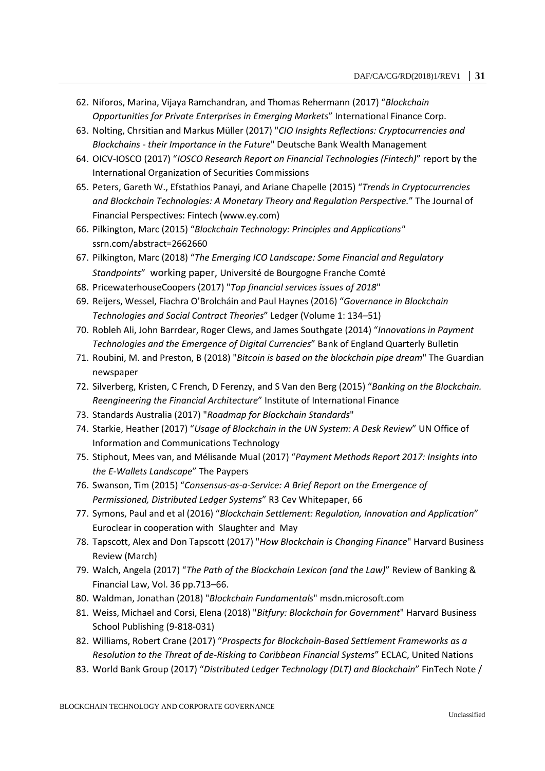62. Niforos, Marina, Vijaya Ramchandran, and Thomas Rehermann (2017) "*Blockchain Opportunities for Private Enterprises in Emerging Markets*" International Finance Corp.
63. Nolting, Chrsitian and Markus Müller (2017) "*CIO Insights Reflections: Cryptocurrencies and Blockchains - their Importance in the Future*" Deutsche Bank Wealth Management
64. OICV-IOSCO (2017) "*IOSCO Research Report on Financial Technologies (Fintech)*" report by the International Organization of Securities Commissions
65. Peters, Gareth W., Efstathios Panayi, and Ariane Chapelle (2015) "*Trends in Cryptocurrencies and Blockchain Technologies: A Monetary Theory and Regulation Perspective.*" The Journal of Financial Perspectives: Fintech (www.ey.com)
66. Pilkington, Marc (2015) "*Blockchain Technology: Principles and Applications"* ssrn.com/abstract=2662660
67. Pilkington, Marc (2018) "*The Emerging ICO Landscape: Some Financial and Regulatory Standpoints*" working paper, Université de Bourgogne Franche Comté
68. PricewaterhouseCoopers (2017) "*Top financial services issues of 2018*"
69. Reijers, Wessel, Fiachra O'Brolcháin and Paul Haynes (2016) "*Governance in Blockchain Technologies and Social Contract Theories*" Ledger (Volume 1: 134–51)
70. Robleh Ali, John Barrdear, Roger Clews, and James Southgate (2014) "*Innovations in Payment Technologies and the Emergence of Digital Currencies*" Bank of England Quarterly Bulletin
71. Roubini, M. and Preston, B (2018) "*Bitcoin is based on the blockchain pipe dream*" The Guardian newspaper
72. Silverberg, Kristen, C French, D Ferenzy, and S Van den Berg (2015) "*Banking on the Blockchain. Reengineering the Financial Architecture*" Institute of International Finance
73. Standards Australia (2017) "*Roadmap for Blockchain Standards*"
74. Starkie, Heather (2017) "*Usage of Blockchain in the UN System: A Desk Review*" UN Office of Information and Communications Technology
75. Stiphout, Mees van, and Mélisande Mual (2017) "*Payment Methods Report 2017: Insights into the E-Wallets Landscape*" The Paypers
76. Swanson, Tim (2015) "*Consensus-as-a-Service: A Brief Report on the Emergence of Permissioned, Distributed Ledger Systems*" R3 Cev Whitepaper, 66
77. Symons, Paul and et al (2016) "*Blockchain Settlement: Regulation, Innovation and Application*" Euroclear in cooperation with Slaughter and May
78. Tapscott, Alex and Don Tapscott (2017) "*How Blockchain is Changing Finance*" Harvard Business Review (March)
79. Walch, Angela (2017) "*The Path of the Blockchain Lexicon (and the Law)*" Review of Banking & Financial Law, Vol. 36 pp.713–66.
80. Waldman, Jonathan (2018) "*Blockchain Fundamentals*" msdn.microsoft.com
81. Weiss, Michael and Corsi, Elena (2018) "*Bitfury: Blockchain for Government*" Harvard Business School Publishing (9-818-031)
82. Williams, Robert Crane (2017) "*Prospects for Blockchain-Based Settlement Frameworks as a Resolution to the Threat of de-Risking to Caribbean Financial Systems*" ECLAC, United Nations
83. World Bank Group (2017) "*Distributed Ledger Technology (DLT) and Blockchain*" FinTech Note /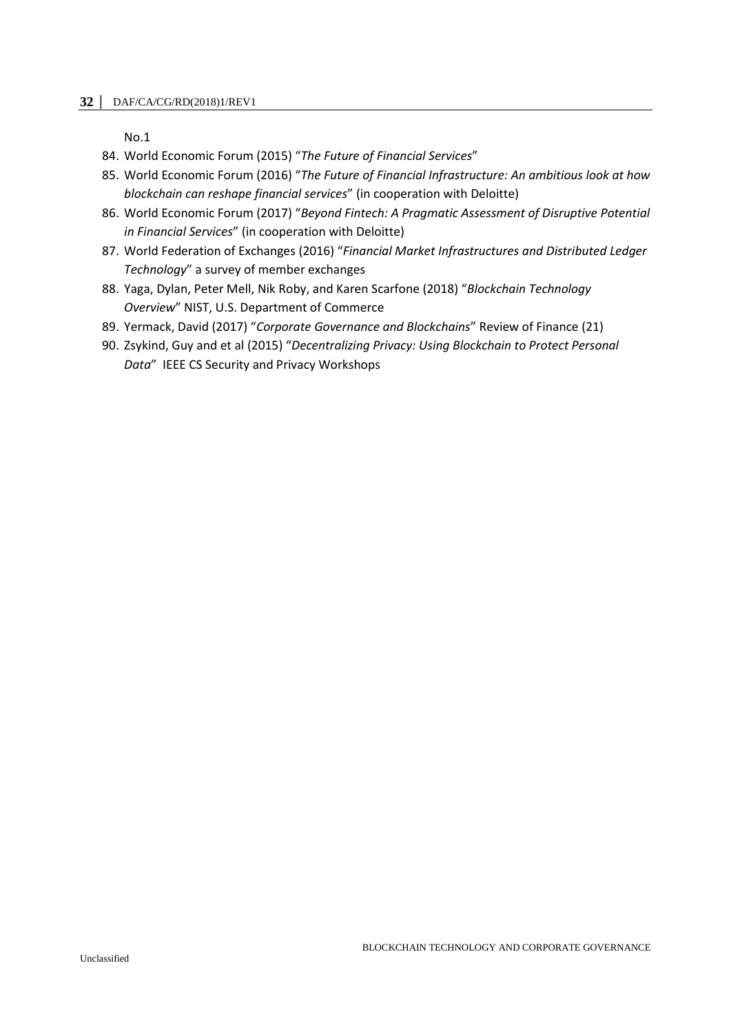No.1

84. World Economic Forum (2015) "*The Future of Financial Services*"
85. World Economic Forum (2016) "*The Future of Financial Infrastructure: An ambitious look at how blockchain can reshape financial services*" (in cooperation with Deloitte)
86. World Economic Forum (2017) "*Beyond Fintech: A Pragmatic Assessment of Disruptive Potential in Financial Services*" (in cooperation with Deloitte)
87. World Federation of Exchanges (2016) "*Financial Market Infrastructures and Distributed Ledger Technology*" a survey of member exchanges
88. Yaga, Dylan, Peter Mell, Nik Roby, and Karen Scarfone (2018) "*Blockchain Technology Overview*" NIST, U.S. Department of Commerce
89. Yermack, David (2017) "*Corporate Governance and Blockchains*" Review of Finance (21)
90. Zsykind, Guy and et al (2015) "*Decentralizing Privacy: Using Blockchain to Protect Personal Data*" IEEE CS Security and Privacy Workshops